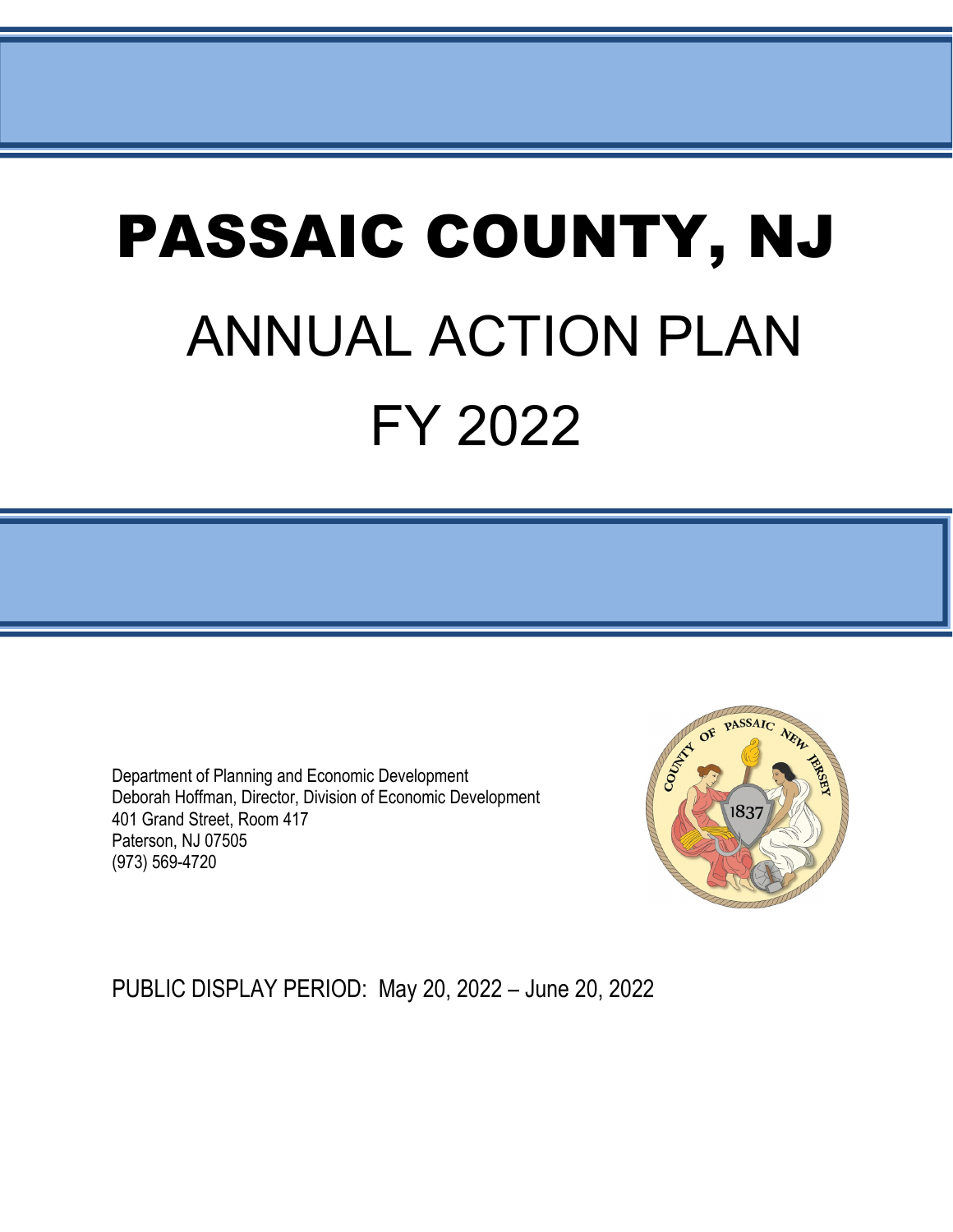# PASSAIC COUNTY, NJ

# ANNUAL ACTION PLAN

# FY 2022

Department of Planning and Economic Development
Deborah Hoffman, Director, Division of Economic Development
401 Grand Street, Room 417
Paterson, NJ 07505
(973) 569-4720

PUBLIC DISPLAY PERIOD: May 20, 2022 – June 20, 2022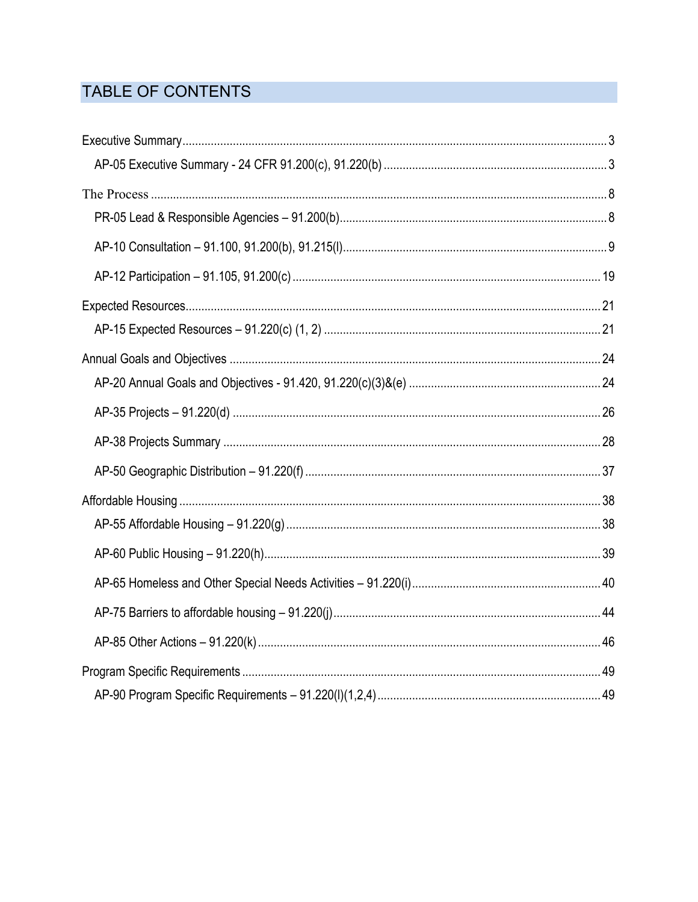# TABLE OF CONTENTS

Executive Summary ... 3

- AP-05 Executive Summary - 24 CFR 91.200(c), 91.220(b) ... 3

The Process ... 8

- PR-05 Lead & Responsible Agencies – 91.200(b) ... 8
- AP-10 Consultation – 91.100, 91.200(b), 91.215(l) ... 9
- AP-12 Participation – 91.105, 91.200(c) ... 19

Expected Resources ... 21

- AP-15 Expected Resources – 91.220(c) (1, 2) ... 21

Annual Goals and Objectives ... 24

- AP-20 Annual Goals and Objectives - 91.420, 91.220(c)(3)&(e) ... 24
- AP-35 Projects – 91.220(d) ... 26
- AP-38 Projects Summary ... 28
- AP-50 Geographic Distribution – 91.220(f) ... 37

Affordable Housing ... 38

- AP-55 Affordable Housing – 91.220(g) ... 38
- AP-60 Public Housing – 91.220(h) ... 39
- AP-65 Homeless and Other Special Needs Activities – 91.220(i) ... 40
- AP-75 Barriers to affordable housing – 91.220(j) ... 44
- AP-85 Other Actions – 91.220(k) ... 46

Program Specific Requirements ... 49

- AP-90 Program Specific Requirements – 91.220(l)(1,2,4) ... 49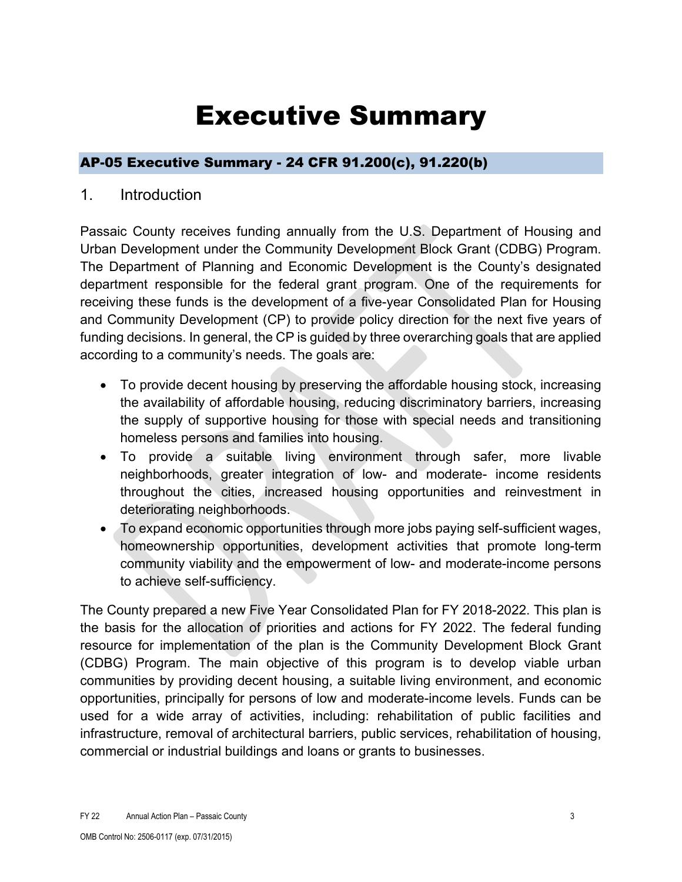# Executive Summary

## AP-05 Executive Summary - 24 CFR 91.200(c), 91.220(b)

### 1. Introduction

Passaic County receives funding annually from the U.S. Department of Housing and Urban Development under the Community Development Block Grant (CDBG) Program. The Department of Planning and Economic Development is the County's designated department responsible for the federal grant program. One of the requirements for receiving these funds is the development of a five-year Consolidated Plan for Housing and Community Development (CP) to provide policy direction for the next five years of funding decisions. In general, the CP is guided by three overarching goals that are applied according to a community's needs. The goals are:

- To provide decent housing by preserving the affordable housing stock, increasing the availability of affordable housing, reducing discriminatory barriers, increasing the supply of supportive housing for those with special needs and transitioning homeless persons and families into housing.
- To provide a suitable living environment through safer, more livable neighborhoods, greater integration of low- and moderate- income residents throughout the cities, increased housing opportunities and reinvestment in deteriorating neighborhoods.
- To expand economic opportunities through more jobs paying self-sufficient wages, homeownership opportunities, development activities that promote long-term community viability and the empowerment of low- and moderate-income persons to achieve self-sufficiency.

The County prepared a new Five Year Consolidated Plan for FY 2018-2022. This plan is the basis for the allocation of priorities and actions for FY 2022. The federal funding resource for implementation of the plan is the Community Development Block Grant (CDBG) Program. The main objective of this program is to develop viable urban communities by providing decent housing, a suitable living environment, and economic opportunities, principally for persons of low and moderate-income levels. Funds can be used for a wide array of activities, including: rehabilitation of public facilities and infrastructure, removal of architectural barriers, public services, rehabilitation of housing, commercial or industrial buildings and loans or grants to businesses.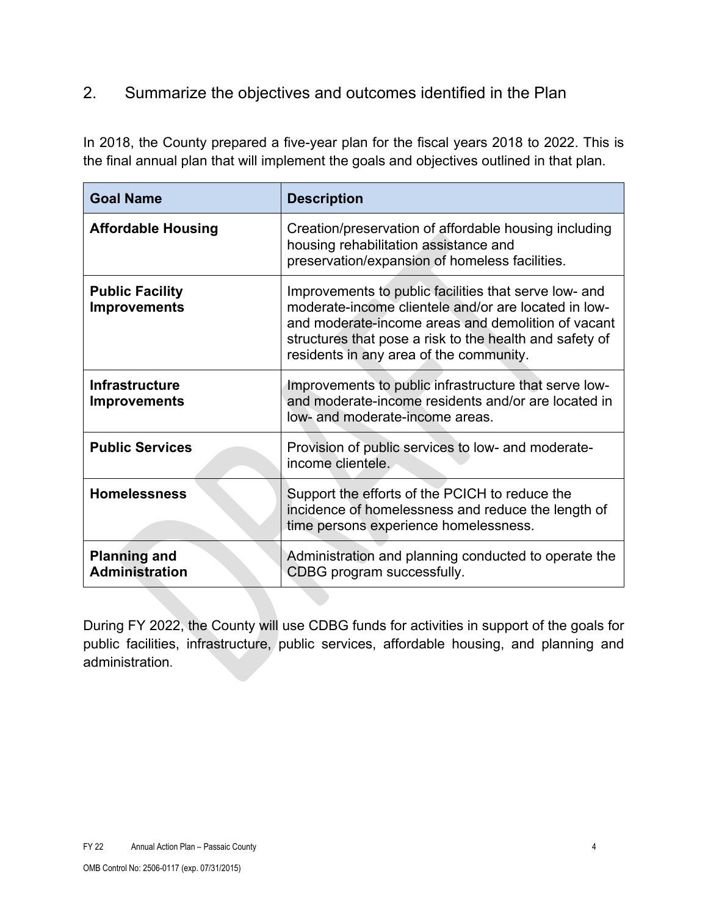## 2. Summarize the objectives and outcomes identified in the Plan

In 2018, the County prepared a five-year plan for the fiscal years 2018 to 2022. This is the final annual plan that will implement the goals and objectives outlined in that plan.

| Goal Name | Description |
|---|---|
| **Affordable Housing** | Creation/preservation of affordable housing including housing rehabilitation assistance and preservation/expansion of homeless facilities. |
| **Public Facility Improvements** | Improvements to public facilities that serve low- and moderate-income clientele and/or are located in low- and moderate-income areas and demolition of vacant structures that pose a risk to the health and safety of residents in any area of the community. |
| **Infrastructure Improvements** | Improvements to public infrastructure that serve low- and moderate-income residents and/or are located in low- and moderate-income areas. |
| **Public Services** | Provision of public services to low- and moderate-income clientele. |
| **Homelessness** | Support the efforts of the PCICH to reduce the incidence of homelessness and reduce the length of time persons experience homelessness. |
| **Planning and Administration** | Administration and planning conducted to operate the CDBG program successfully. |

During FY 2022, the County will use CDBG funds for activities in support of the goals for public facilities, infrastructure, public services, affordable housing, and planning and administration.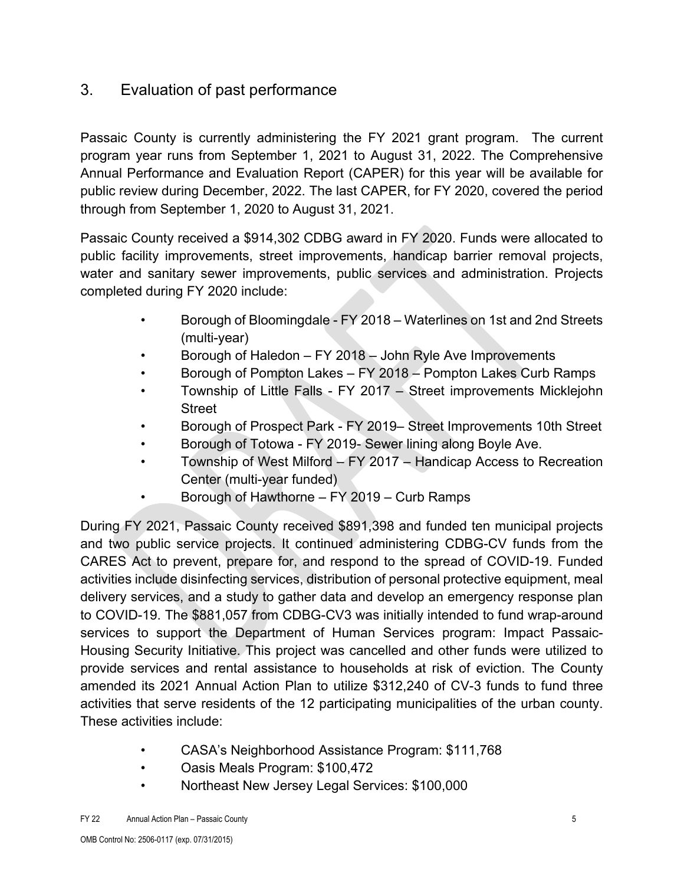## 3. Evaluation of past performance

Passaic County is currently administering the FY 2021 grant program. The current program year runs from September 1, 2021 to August 31, 2022. The Comprehensive Annual Performance and Evaluation Report (CAPER) for this year will be available for public review during December, 2022. The last CAPER, for FY 2020, covered the period through from September 1, 2020 to August 31, 2021.

Passaic County received a $914,302 CDBG award in FY 2020. Funds were allocated to public facility improvements, street improvements, handicap barrier removal projects, water and sanitary sewer improvements, public services and administration. Projects completed during FY 2020 include:

- Borough of Bloomingdale - FY 2018 – Waterlines on 1st and 2nd Streets (multi-year)
- Borough of Haledon – FY 2018 – John Ryle Ave Improvements
- Borough of Pompton Lakes – FY 2018 – Pompton Lakes Curb Ramps
- Township of Little Falls - FY 2017 – Street improvements Micklejohn Street
- Borough of Prospect Park - FY 2019– Street Improvements 10th Street
- Borough of Totowa - FY 2019- Sewer lining along Boyle Ave.
- Township of West Milford – FY 2017 – Handicap Access to Recreation Center (multi-year funded)
- Borough of Hawthorne – FY 2019 – Curb Ramps

During FY 2021, Passaic County received $891,398 and funded ten municipal projects and two public service projects. It continued administering CDBG-CV funds from the CARES Act to prevent, prepare for, and respond to the spread of COVID-19. Funded activities include disinfecting services, distribution of personal protective equipment, meal delivery services, and a study to gather data and develop an emergency response plan to COVID-19. The $881,057 from CDBG-CV3 was initially intended to fund wrap-around services to support the Department of Human Services program: Impact Passaic-Housing Security Initiative. This project was cancelled and other funds were utilized to provide services and rental assistance to households at risk of eviction. The County amended its 2021 Annual Action Plan to utilize $312,240 of CV-3 funds to fund three activities that serve residents of the 12 participating municipalities of the urban county. These activities include:

- CASA's Neighborhood Assistance Program: $111,768
- Oasis Meals Program: $100,472
- Northeast New Jersey Legal Services: $100,000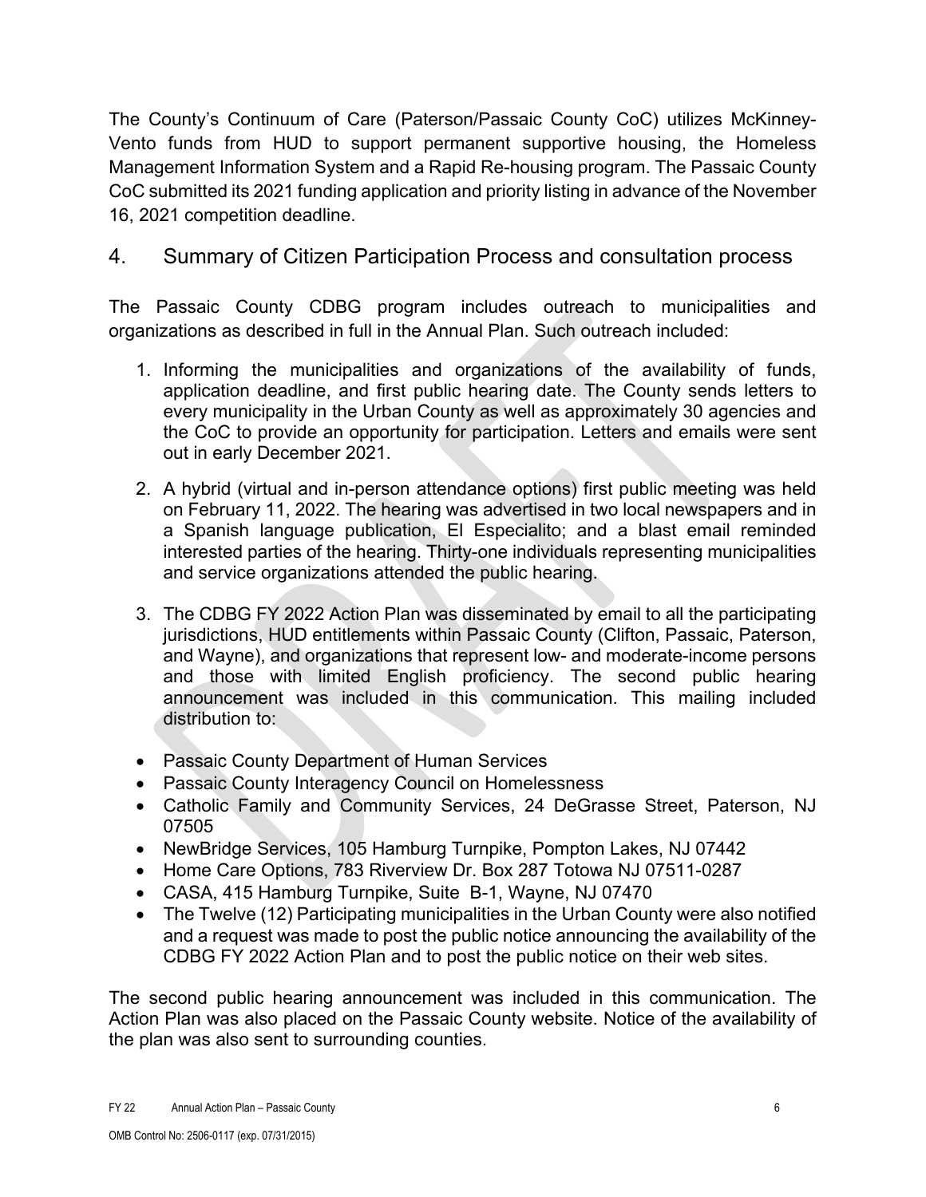The County's Continuum of Care (Paterson/Passaic County CoC) utilizes McKinney-Vento funds from HUD to support permanent supportive housing, the Homeless Management Information System and a Rapid Re-housing program. The Passaic County CoC submitted its 2021 funding application and priority listing in advance of the November 16, 2021 competition deadline.

## 4. Summary of Citizen Participation Process and consultation process

The Passaic County CDBG program includes outreach to municipalities and organizations as described in full in the Annual Plan. Such outreach included:

1. Informing the municipalities and organizations of the availability of funds, application deadline, and first public hearing date. The County sends letters to every municipality in the Urban County as well as approximately 30 agencies and the CoC to provide an opportunity for participation. Letters and emails were sent out in early December 2021.

2. A hybrid (virtual and in-person attendance options) first public meeting was held on February 11, 2022. The hearing was advertised in two local newspapers and in a Spanish language publication, El Especialito; and a blast email reminded interested parties of the hearing. Thirty-one individuals representing municipalities and service organizations attended the public hearing.

3. The CDBG FY 2022 Action Plan was disseminated by email to all the participating jurisdictions, HUD entitlements within Passaic County (Clifton, Passaic, Paterson, and Wayne), and organizations that represent low- and moderate-income persons and those with limited English proficiency. The second public hearing announcement was included in this communication. This mailing included distribution to:

- Passaic County Department of Human Services
- Passaic County Interagency Council on Homelessness
- Catholic Family and Community Services, 24 DeGrasse Street, Paterson, NJ 07505
- NewBridge Services, 105 Hamburg Turnpike, Pompton Lakes, NJ 07442
- Home Care Options, 783 Riverview Dr. Box 287 Totowa NJ 07511-0287
- CASA, 415 Hamburg Turnpike, Suite B-1, Wayne, NJ 07470
- The Twelve (12) Participating municipalities in the Urban County were also notified and a request was made to post the public notice announcing the availability of the CDBG FY 2022 Action Plan and to post the public notice on their web sites.

The second public hearing announcement was included in this communication. The Action Plan was also placed on the Passaic County website. Notice of the availability of the plan was also sent to surrounding counties.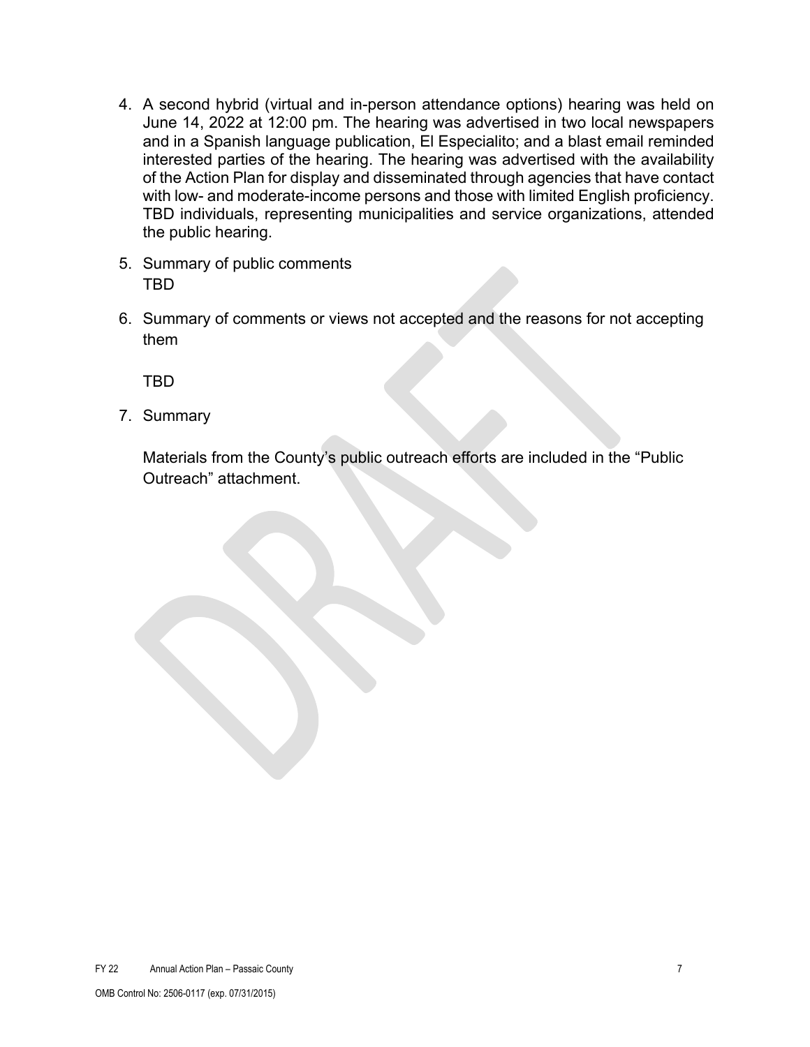4. A second hybrid (virtual and in-person attendance options) hearing was held on June 14, 2022 at 12:00 pm. The hearing was advertised in two local newspapers and in a Spanish language publication, El Especialito; and a blast email reminded interested parties of the hearing. The hearing was advertised with the availability of the Action Plan for display and disseminated through agencies that have contact with low- and moderate-income persons and those with limited English proficiency. TBD individuals, representing municipalities and service organizations, attended the public hearing.

5. Summary of public comments
   TBD

6. Summary of comments or views not accepted and the reasons for not accepting them

   TBD

7. Summary

   Materials from the County's public outreach efforts are included in the "Public Outreach" attachment.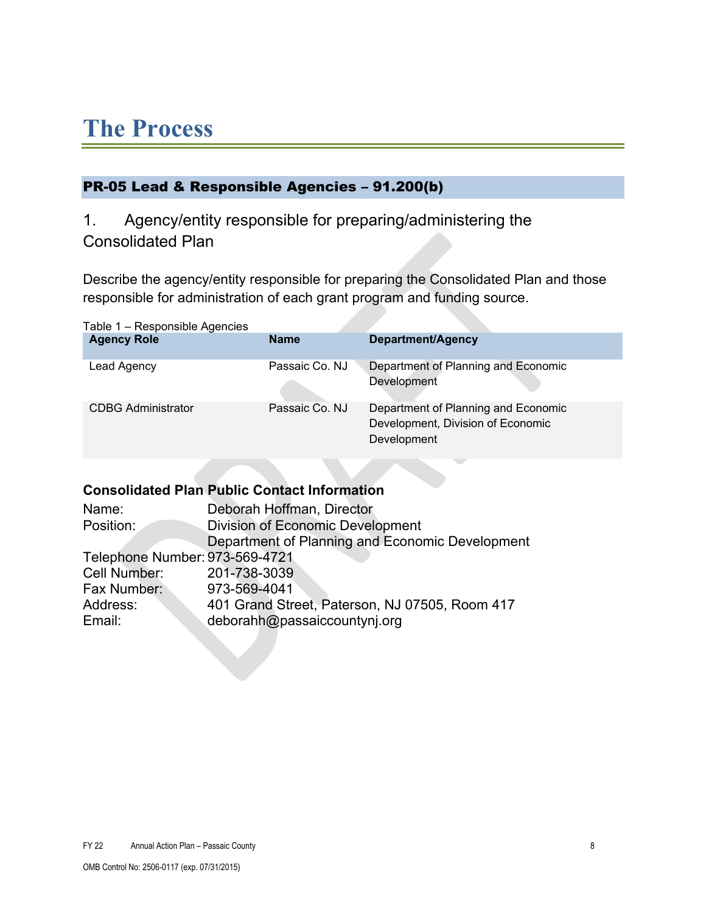# The Process

## PR-05 Lead & Responsible Agencies – 91.200(b)

### 1. Agency/entity responsible for preparing/administering the Consolidated Plan

Describe the agency/entity responsible for preparing the Consolidated Plan and those responsible for administration of each grant program and funding source.

Table 1 – Responsible Agencies

| Agency Role | Name | Department/Agency |
|---|---|---|
| Lead Agency | Passaic Co. NJ | Department of Planning and Economic Development |
| CDBG Administrator | Passaic Co. NJ | Department of Planning and Economic Development, Division of Economic Development |

**Consolidated Plan Public Contact Information**

Name: Deborah Hoffman, Director
Position: Division of Economic Development
Department of Planning and Economic Development
Telephone Number: 973-569-4721
Cell Number: 201-738-3039
Fax Number: 973-569-4041
Address: 401 Grand Street, Paterson, NJ 07505, Room 417
Email: deborahh@passaiccountynj.org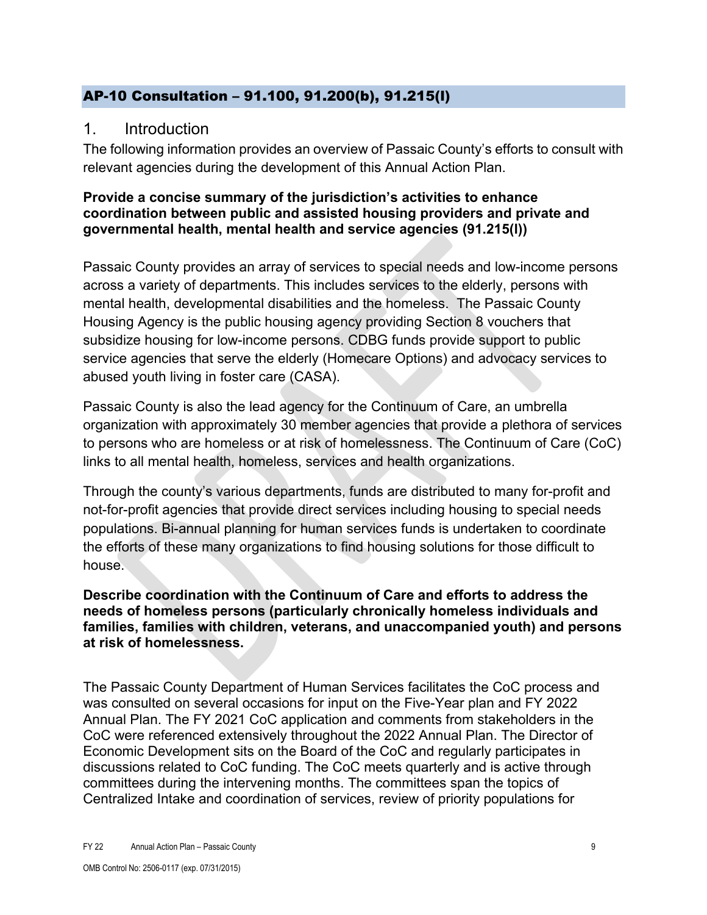## AP-10 Consultation – 91.100, 91.200(b), 91.215(l)

### 1. Introduction

The following information provides an overview of Passaic County's efforts to consult with relevant agencies during the development of this Annual Action Plan.

**Provide a concise summary of the jurisdiction's activities to enhance coordination between public and assisted housing providers and private and governmental health, mental health and service agencies (91.215(l))**

Passaic County provides an array of services to special needs and low-income persons across a variety of departments. This includes services to the elderly, persons with mental health, developmental disabilities and the homeless. The Passaic County Housing Agency is the public housing agency providing Section 8 vouchers that subsidize housing for low-income persons. CDBG funds provide support to public service agencies that serve the elderly (Homecare Options) and advocacy services to abused youth living in foster care (CASA).

Passaic County is also the lead agency for the Continuum of Care, an umbrella organization with approximately 30 member agencies that provide a plethora of services to persons who are homeless or at risk of homelessness. The Continuum of Care (CoC) links to all mental health, homeless, services and health organizations.

Through the county's various departments, funds are distributed to many for-profit and not-for-profit agencies that provide direct services including housing to special needs populations. Bi-annual planning for human services funds is undertaken to coordinate the efforts of these many organizations to find housing solutions for those difficult to house.

**Describe coordination with the Continuum of Care and efforts to address the needs of homeless persons (particularly chronically homeless individuals and families, families with children, veterans, and unaccompanied youth) and persons at risk of homelessness.**

The Passaic County Department of Human Services facilitates the CoC process and was consulted on several occasions for input on the Five-Year plan and FY 2022 Annual Plan. The FY 2021 CoC application and comments from stakeholders in the CoC were referenced extensively throughout the 2022 Annual Plan. The Director of Economic Development sits on the Board of the CoC and regularly participates in discussions related to CoC funding. The CoC meets quarterly and is active through committees during the intervening months. The committees span the topics of Centralized Intake and coordination of services, review of priority populations for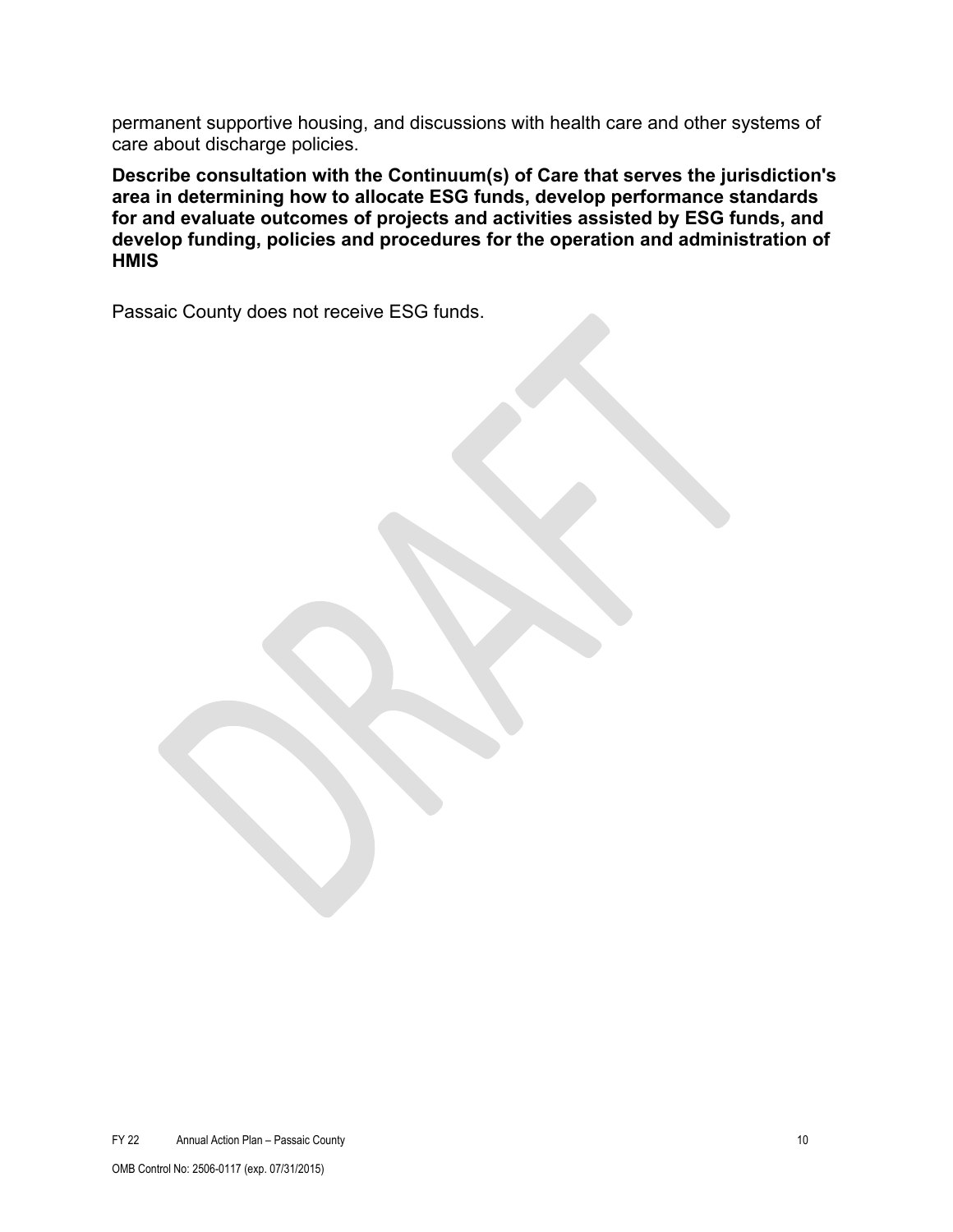permanent supportive housing, and discussions with health care and other systems of care about discharge policies.

**Describe consultation with the Continuum(s) of Care that serves the jurisdiction's area in determining how to allocate ESG funds, develop performance standards for and evaluate outcomes of projects and activities assisted by ESG funds, and develop funding, policies and procedures for the operation and administration of HMIS**

Passaic County does not receive ESG funds.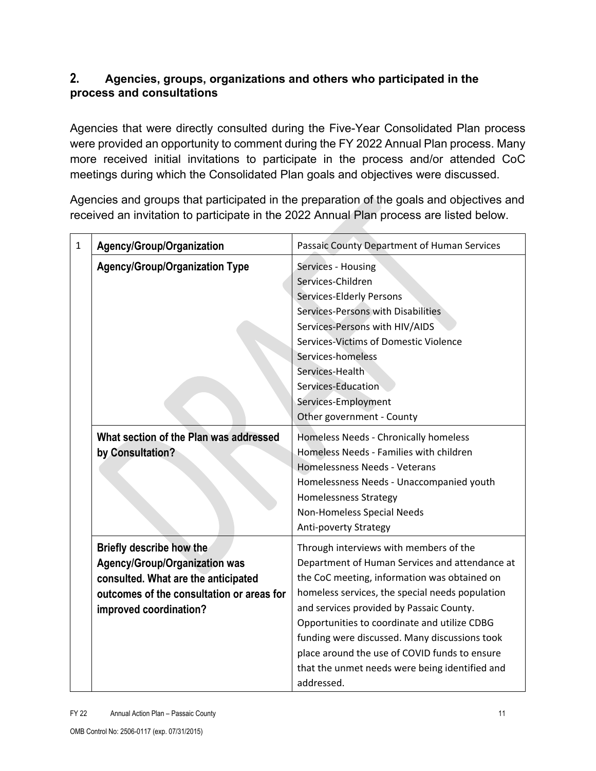## 2. Agencies, groups, organizations and others who participated in the process and consultations

Agencies that were directly consulted during the Five-Year Consolidated Plan process were provided an opportunity to comment during the FY 2022 Annual Plan process. Many more received initial invitations to participate in the process and/or attended CoC meetings during which the Consolidated Plan goals and objectives were discussed.

Agencies and groups that participated in the preparation of the goals and objectives and received an invitation to participate in the 2022 Annual Plan process are listed below.

| 1 | **Agency/Group/Organization** | Passaic County Department of Human Services |
|---|---|---|
| | **Agency/Group/Organization Type** | Services - Housing<br>Services-Children<br>Services-Elderly Persons<br>Services-Persons with Disabilities<br>Services-Persons with HIV/AIDS<br>Services-Victims of Domestic Violence<br>Services-homeless<br>Services-Health<br>Services-Education<br>Services-Employment<br>Other government - County |
| | **What section of the Plan was addressed by Consultation?** | Homeless Needs - Chronically homeless<br>Homeless Needs - Families with children<br>Homelessness Needs - Veterans<br>Homelessness Needs - Unaccompanied youth<br>Homelessness Strategy<br>Non-Homeless Special Needs<br>Anti-poverty Strategy |
| | **Briefly describe how the Agency/Group/Organization was consulted. What are the anticipated outcomes of the consultation or areas for improved coordination?** | Through interviews with members of the Department of Human Services and attendance at the CoC meeting, information was obtained on homeless services, the special needs population and services provided by Passaic County. Opportunities to coordinate and utilize CDBG funding were discussed. Many discussions took place around the use of COVID funds to ensure that the unmet needs were being identified and addressed. |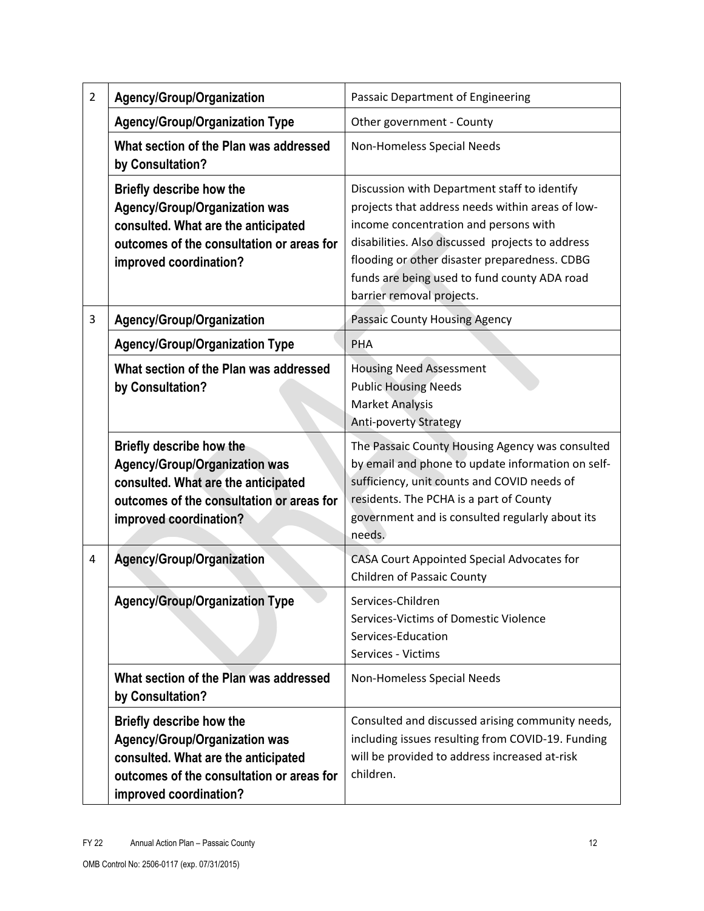| | | |
|---|---|---|
| 2 | **Agency/Group/Organization** | Passaic Department of Engineering |
| | **Agency/Group/Organization Type** | Other government - County |
| | **What section of the Plan was addressed by Consultation?** | Non-Homeless Special Needs |
| | **Briefly describe how the Agency/Group/Organization was consulted. What are the anticipated outcomes of the consultation or areas for improved coordination?** | Discussion with Department staff to identify projects that address needs within areas of low-income concentration and persons with disabilities. Also discussed projects to address flooding or other disaster preparedness. CDBG funds are being used to fund county ADA road barrier removal projects. |
| 3 | **Agency/Group/Organization** | Passaic County Housing Agency |
| | **Agency/Group/Organization Type** | PHA |
| | **What section of the Plan was addressed by Consultation?** | Housing Need Assessment<br>Public Housing Needs<br>Market Analysis<br>Anti-poverty Strategy |
| | **Briefly describe how the Agency/Group/Organization was consulted. What are the anticipated outcomes of the consultation or areas for improved coordination?** | The Passaic County Housing Agency was consulted by email and phone to update information on self-sufficiency, unit counts and COVID needs of residents. The PCHA is a part of County government and is consulted regularly about its needs. |
| 4 | **Agency/Group/Organization** | CASA Court Appointed Special Advocates for Children of Passaic County |
| | **Agency/Group/Organization Type** | Services-Children<br>Services-Victims of Domestic Violence<br>Services-Education<br>Services - Victims |
| | **What section of the Plan was addressed by Consultation?** | Non-Homeless Special Needs |
| | **Briefly describe how the Agency/Group/Organization was consulted. What are the anticipated outcomes of the consultation or areas for improved coordination?** | Consulted and discussed arising community needs, including issues resulting from COVID-19. Funding will be provided to address increased at-risk children. |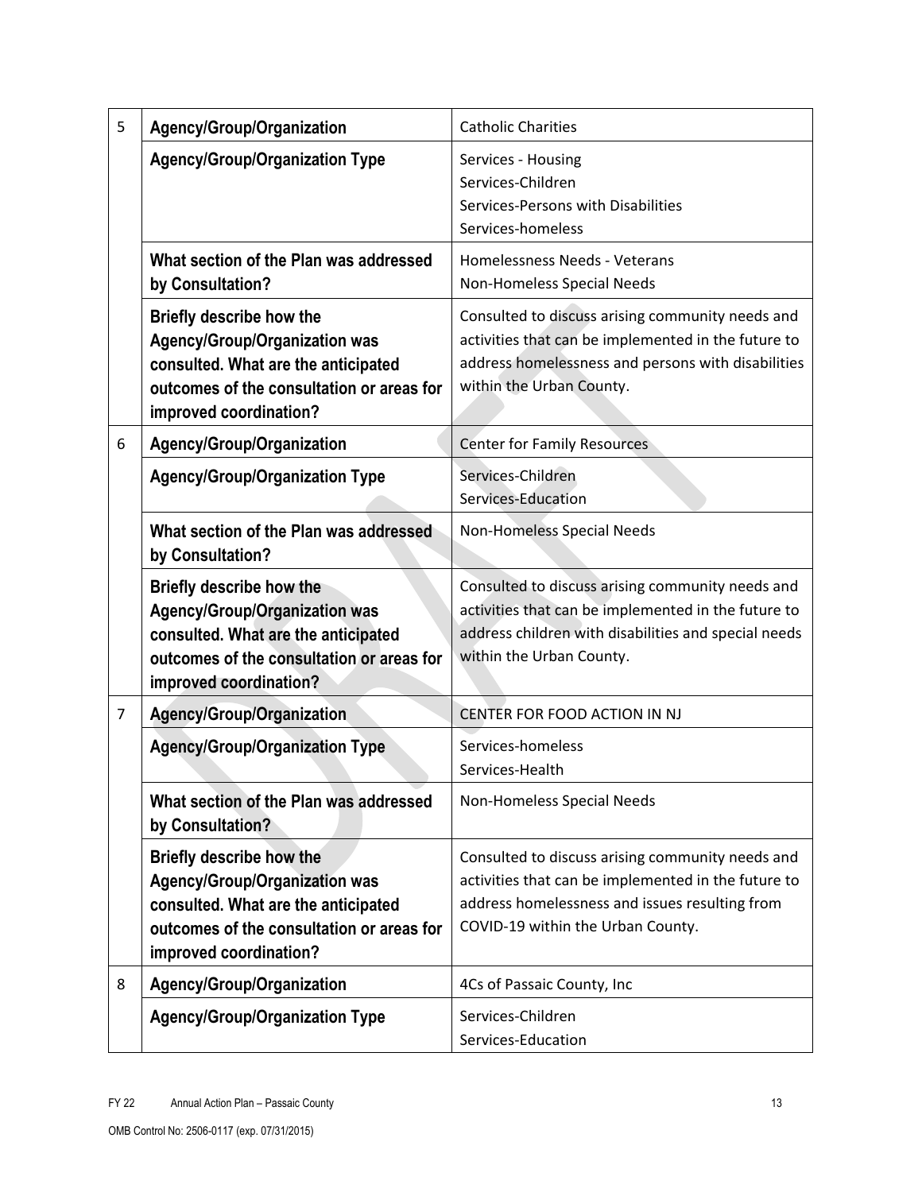| | | |
|---|---|---|
| 5 | **Agency/Group/Organization** | Catholic Charities |
| | **Agency/Group/Organization Type** | Services - Housing<br>Services-Children<br>Services-Persons with Disabilities<br>Services-homeless |
| | **What section of the Plan was addressed by Consultation?** | Homelessness Needs - Veterans<br>Non-Homeless Special Needs |
| | **Briefly describe how the Agency/Group/Organization was consulted. What are the anticipated outcomes of the consultation or areas for improved coordination?** | Consulted to discuss arising community needs and activities that can be implemented in the future to address homelessness and persons with disabilities within the Urban County. |
| 6 | **Agency/Group/Organization** | Center for Family Resources |
| | **Agency/Group/Organization Type** | Services-Children<br>Services-Education |
| | **What section of the Plan was addressed by Consultation?** | Non-Homeless Special Needs |
| | **Briefly describe how the Agency/Group/Organization was consulted. What are the anticipated outcomes of the consultation or areas for improved coordination?** | Consulted to discuss arising community needs and activities that can be implemented in the future to address children with disabilities and special needs within the Urban County. |
| 7 | **Agency/Group/Organization** | CENTER FOR FOOD ACTION IN NJ |
| | **Agency/Group/Organization Type** | Services-homeless<br>Services-Health |
| | **What section of the Plan was addressed by Consultation?** | Non-Homeless Special Needs |
| | **Briefly describe how the Agency/Group/Organization was consulted. What are the anticipated outcomes of the consultation or areas for improved coordination?** | Consulted to discuss arising community needs and activities that can be implemented in the future to address homelessness and issues resulting from COVID-19 within the Urban County. |
| 8 | **Agency/Group/Organization** | 4Cs of Passaic County, Inc |
| | **Agency/Group/Organization Type** | Services-Children<br>Services-Education |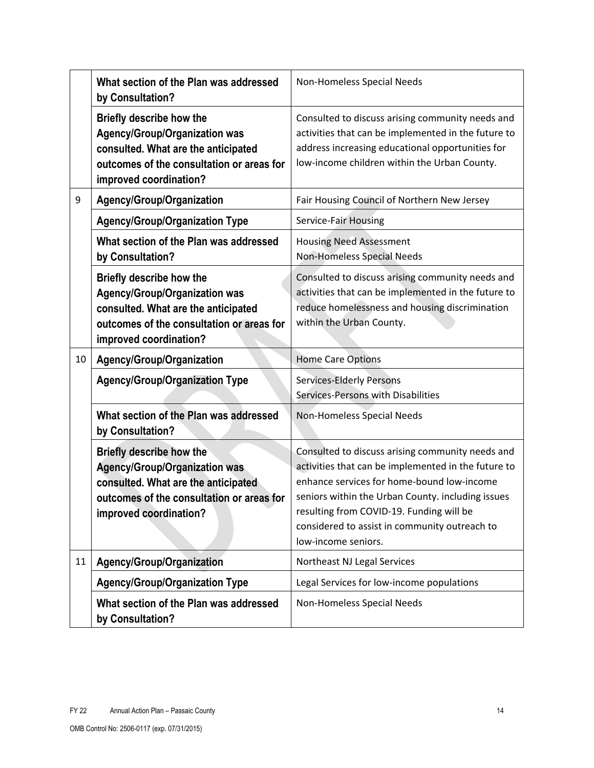| | | |
|---|---|---|
| | **What section of the Plan was addressed by Consultation?** | Non-Homeless Special Needs |
| | **Briefly describe how the Agency/Group/Organization was consulted. What are the anticipated outcomes of the consultation or areas for improved coordination?** | Consulted to discuss arising community needs and activities that can be implemented in the future to address increasing educational opportunities for low-income children within the Urban County. |
| 9 | **Agency/Group/Organization** | Fair Housing Council of Northern New Jersey |
| | **Agency/Group/Organization Type** | Service-Fair Housing |
| | **What section of the Plan was addressed by Consultation?** | Housing Need Assessment<br>Non-Homeless Special Needs |
| | **Briefly describe how the Agency/Group/Organization was consulted. What are the anticipated outcomes of the consultation or areas for improved coordination?** | Consulted to discuss arising community needs and activities that can be implemented in the future to reduce homelessness and housing discrimination within the Urban County. |
| 10 | **Agency/Group/Organization** | Home Care Options |
| | **Agency/Group/Organization Type** | Services-Elderly Persons<br>Services-Persons with Disabilities |
| | **What section of the Plan was addressed by Consultation?** | Non-Homeless Special Needs |
| | **Briefly describe how the Agency/Group/Organization was consulted. What are the anticipated outcomes of the consultation or areas for improved coordination?** | Consulted to discuss arising community needs and activities that can be implemented in the future to enhance services for home-bound low-income seniors within the Urban County. including issues resulting from COVID-19. Funding will be considered to assist in community outreach to low-income seniors. |
| 11 | **Agency/Group/Organization** | Northeast NJ Legal Services |
| | **Agency/Group/Organization Type** | Legal Services for low-income populations |
| | **What section of the Plan was addressed by Consultation?** | Non-Homeless Special Needs |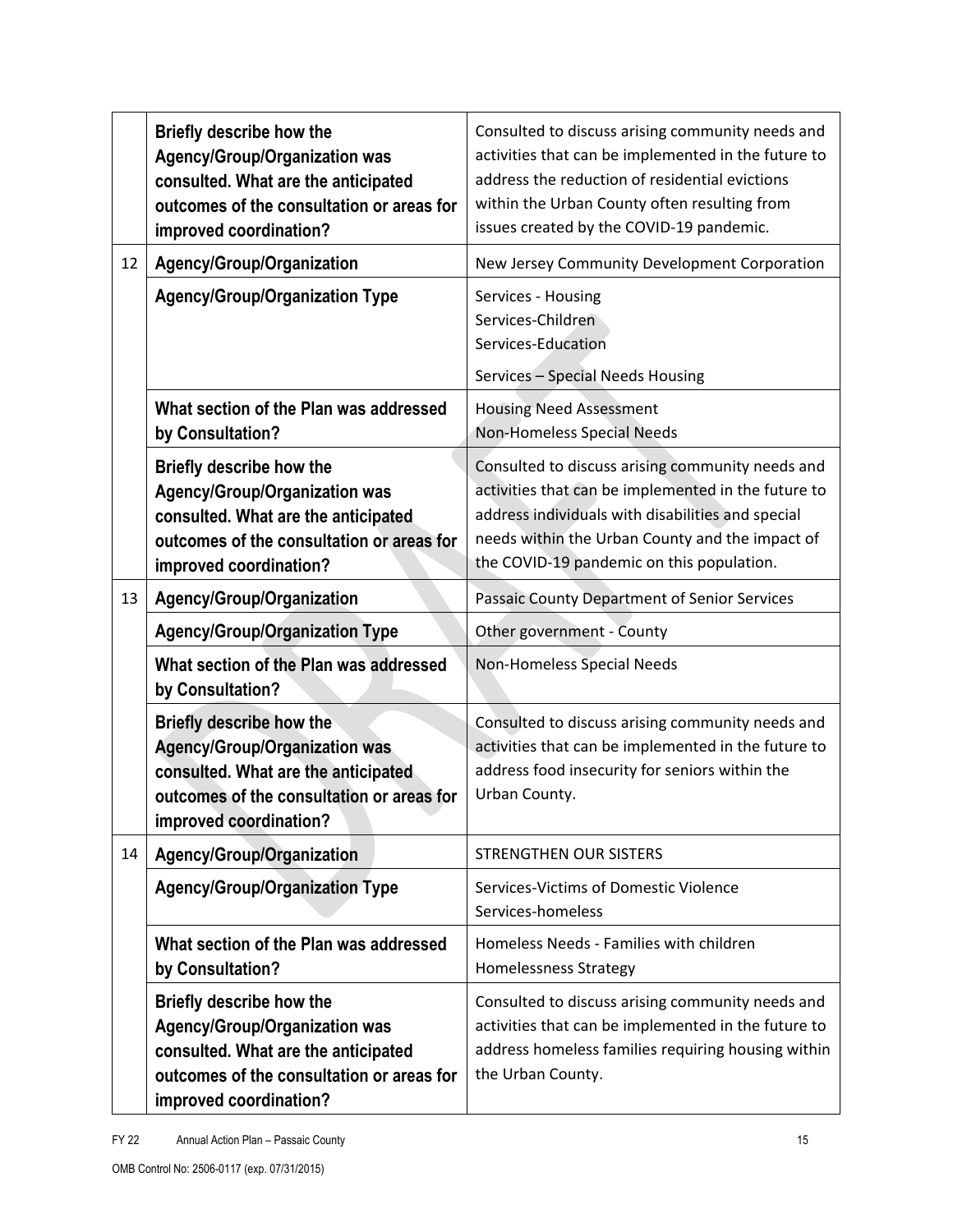| | | |
|---|---|---|
| | **Briefly describe how the Agency/Group/Organization was consulted. What are the anticipated outcomes of the consultation or areas for improved coordination?** | Consulted to discuss arising community needs and activities that can be implemented in the future to address the reduction of residential evictions within the Urban County often resulting from issues created by the COVID-19 pandemic. |
| 12 | **Agency/Group/Organization** | New Jersey Community Development Corporation |
| | **Agency/Group/Organization Type** | Services - Housing<br>Services-Children<br>Services-Education<br>Services – Special Needs Housing |
| | **What section of the Plan was addressed by Consultation?** | Housing Need Assessment<br>Non-Homeless Special Needs |
| | **Briefly describe how the Agency/Group/Organization was consulted. What are the anticipated outcomes of the consultation or areas for improved coordination?** | Consulted to discuss arising community needs and activities that can be implemented in the future to address individuals with disabilities and special needs within the Urban County and the impact of the COVID-19 pandemic on this population. |
| 13 | **Agency/Group/Organization** | Passaic County Department of Senior Services |
| | **Agency/Group/Organization Type** | Other government - County |
| | **What section of the Plan was addressed by Consultation?** | Non-Homeless Special Needs |
| | **Briefly describe how the Agency/Group/Organization was consulted. What are the anticipated outcomes of the consultation or areas for improved coordination?** | Consulted to discuss arising community needs and activities that can be implemented in the future to address food insecurity for seniors within the Urban County. |
| 14 | **Agency/Group/Organization** | STRENGTHEN OUR SISTERS |
| | **Agency/Group/Organization Type** | Services-Victims of Domestic Violence<br>Services-homeless |
| | **What section of the Plan was addressed by Consultation?** | Homeless Needs - Families with children<br>Homelessness Strategy |
| | **Briefly describe how the Agency/Group/Organization was consulted. What are the anticipated outcomes of the consultation or areas for improved coordination?** | Consulted to discuss arising community needs and activities that can be implemented in the future to address homeless families requiring housing within the Urban County. |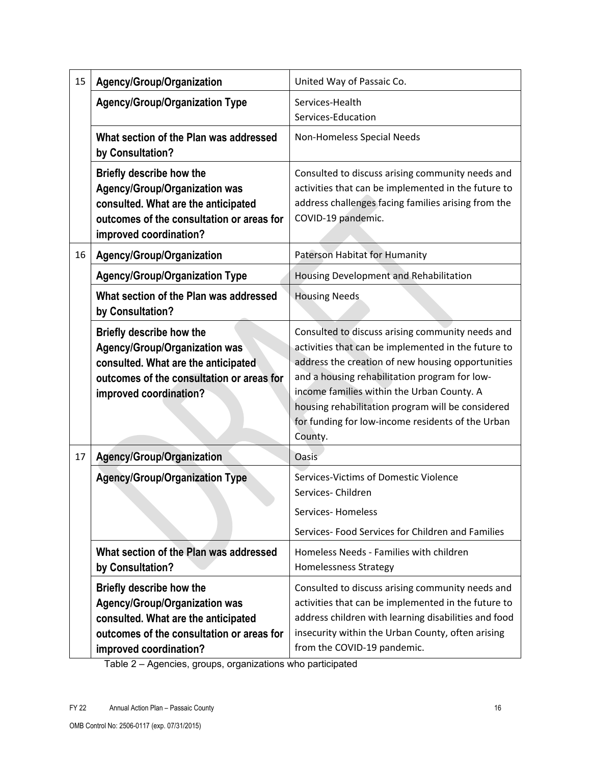| | | |
|---|---|---|
| 15 | **Agency/Group/Organization** | United Way of Passaic Co. |
| | **Agency/Group/Organization Type** | Services-Health<br>Services-Education |
| | **What section of the Plan was addressed by Consultation?** | Non-Homeless Special Needs |
| | **Briefly describe how the Agency/Group/Organization was consulted. What are the anticipated outcomes of the consultation or areas for improved coordination?** | Consulted to discuss arising community needs and activities that can be implemented in the future to address challenges facing families arising from the COVID-19 pandemic. |
| 16 | **Agency/Group/Organization** | Paterson Habitat for Humanity |
| | **Agency/Group/Organization Type** | Housing Development and Rehabilitation |
| | **What section of the Plan was addressed by Consultation?** | Housing Needs |
| | **Briefly describe how the Agency/Group/Organization was consulted. What are the anticipated outcomes of the consultation or areas for improved coordination?** | Consulted to discuss arising community needs and activities that can be implemented in the future to address the creation of new housing opportunities and a housing rehabilitation program for low-income families within the Urban County. A housing rehabilitation program will be considered for funding for low-income residents of the Urban County. |
| 17 | **Agency/Group/Organization** | Oasis |
| | **Agency/Group/Organization Type** | Services-Victims of Domestic Violence<br>Services- Children<br>Services- Homeless<br>Services- Food Services for Children and Families |
| | **What section of the Plan was addressed by Consultation?** | Homeless Needs - Families with children<br>Homelessness Strategy |
| | **Briefly describe how the Agency/Group/Organization was consulted. What are the anticipated outcomes of the consultation or areas for improved coordination?** | Consulted to discuss arising community needs and activities that can be implemented in the future to address children with learning disabilities and food insecurity within the Urban County, often arising from the COVID-19 pandemic. |

Table 2 – Agencies, groups, organizations who participated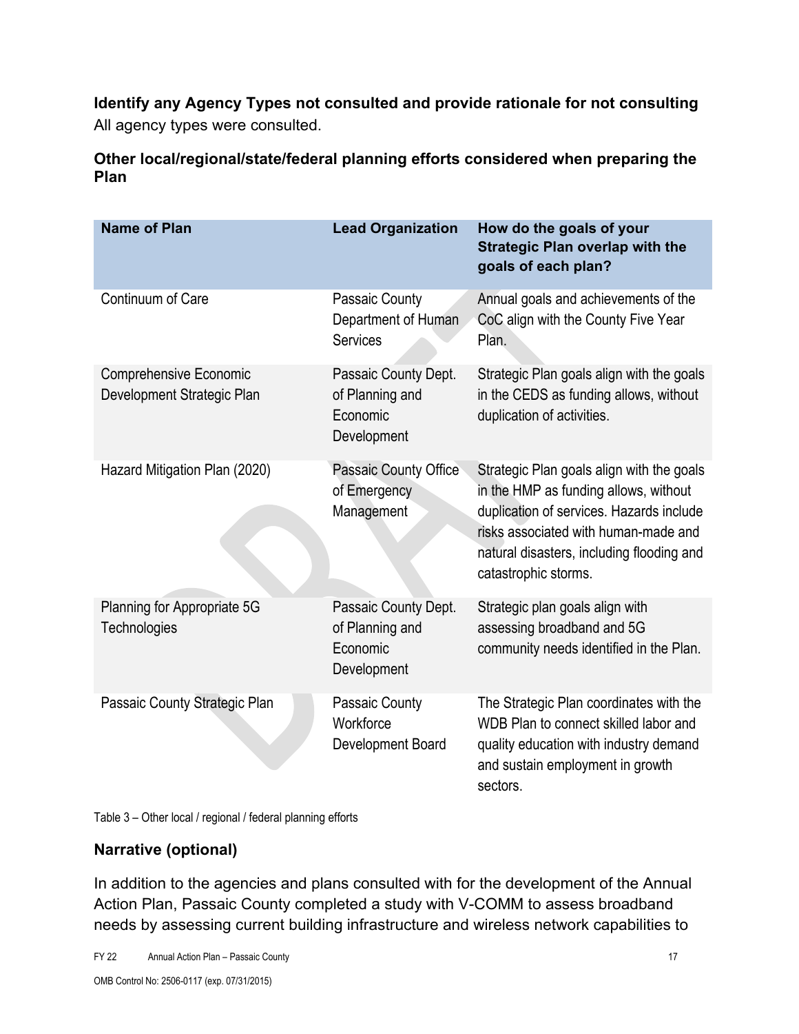**Identify any Agency Types not consulted and provide rationale for not consulting**

All agency types were consulted.

**Other local/regional/state/federal planning efforts considered when preparing the Plan**

| Name of Plan | Lead Organization | How do the goals of your Strategic Plan overlap with the goals of each plan? |
|---|---|---|
| Continuum of Care | Passaic County Department of Human Services | Annual goals and achievements of the CoC align with the County Five Year Plan. |
| Comprehensive Economic Development Strategic Plan | Passaic County Dept. of Planning and Economic Development | Strategic Plan goals align with the goals in the CEDS as funding allows, without duplication of activities. |
| Hazard Mitigation Plan (2020) | Passaic County Office of Emergency Management | Strategic Plan goals align with the goals in the HMP as funding allows, without duplication of services. Hazards include risks associated with human-made and natural disasters, including flooding and catastrophic storms. |
| Planning for Appropriate 5G Technologies | Passaic County Dept. of Planning and Economic Development | Strategic plan goals align with assessing broadband and 5G community needs identified in the Plan. |
| Passaic County Strategic Plan | Passaic County Workforce Development Board | The Strategic Plan coordinates with the WDB Plan to connect skilled labor and quality education with industry demand and sustain employment in growth sectors. |

Table 3 – Other local / regional / federal planning efforts

## Narrative (optional)

In addition to the agencies and plans consulted with for the development of the Annual Action Plan, Passaic County completed a study with V-COMM to assess broadband needs by assessing current building infrastructure and wireless network capabilities to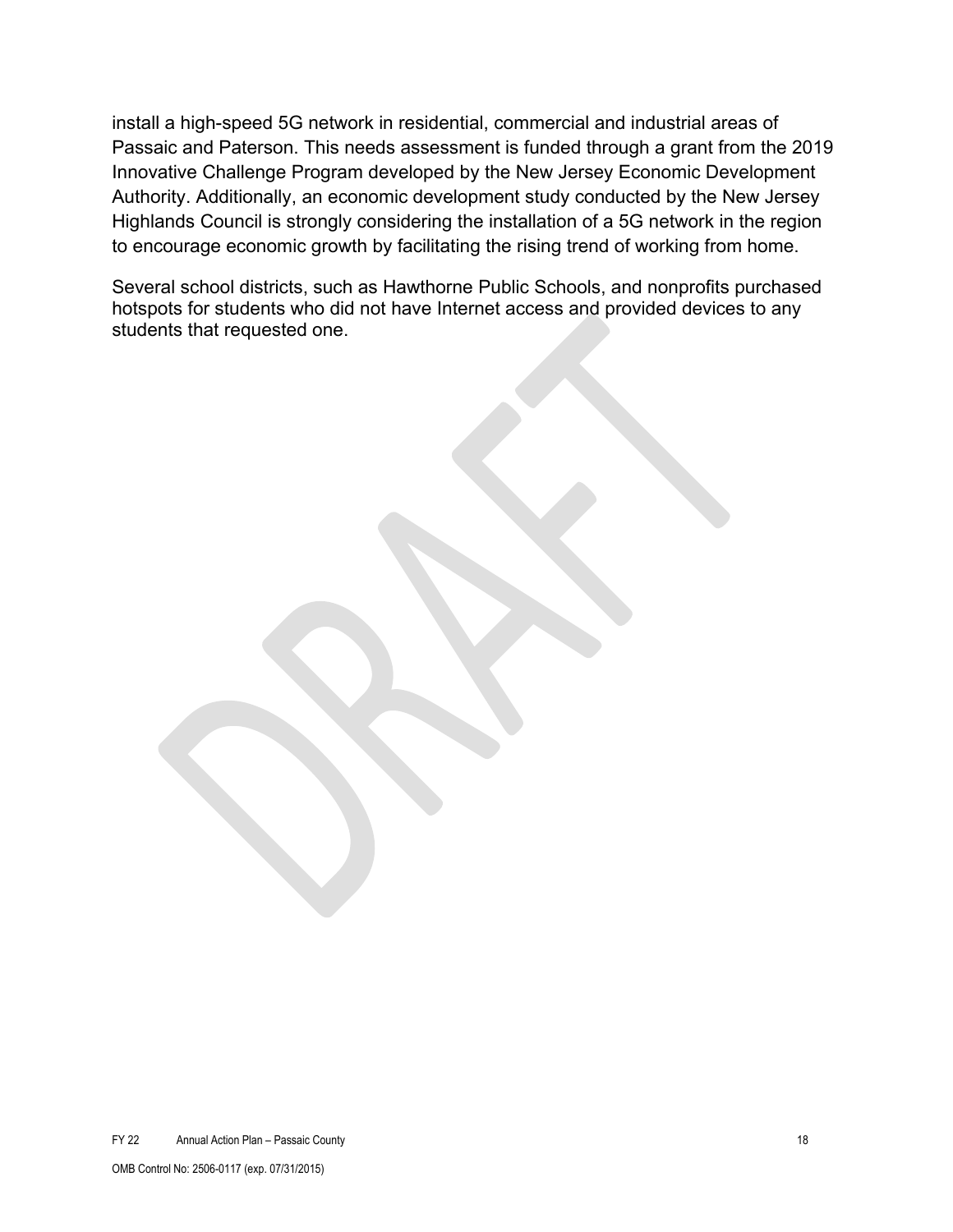install a high-speed 5G network in residential, commercial and industrial areas of Passaic and Paterson. This needs assessment is funded through a grant from the 2019 Innovative Challenge Program developed by the New Jersey Economic Development Authority. Additionally, an economic development study conducted by the New Jersey Highlands Council is strongly considering the installation of a 5G network in the region to encourage economic growth by facilitating the rising trend of working from home.

Several school districts, such as Hawthorne Public Schools, and nonprofits purchased hotspots for students who did not have Internet access and provided devices to any students that requested one.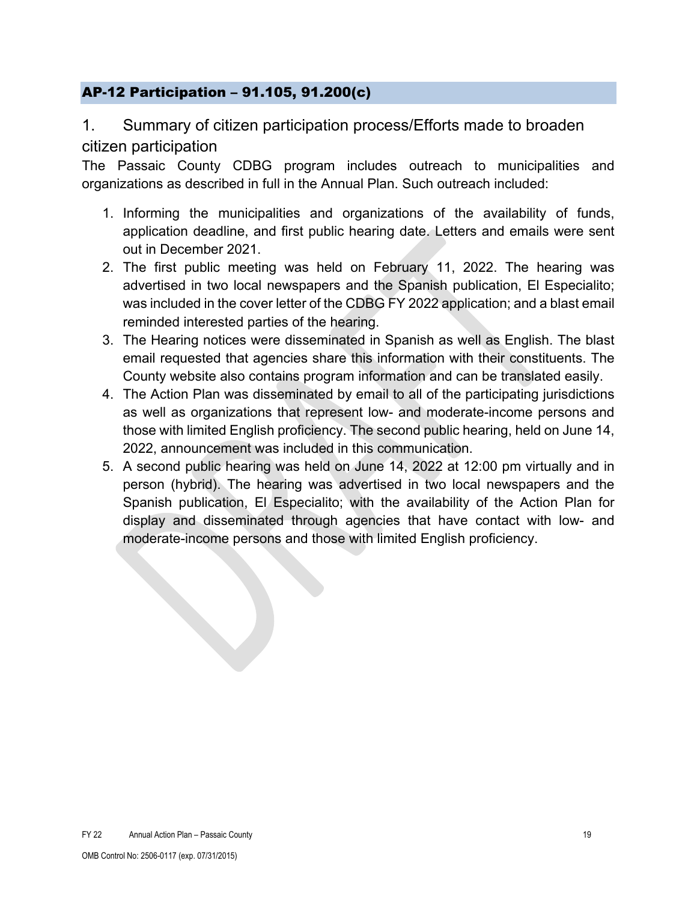## AP-12 Participation – 91.105, 91.200(c)

### 1. Summary of citizen participation process/Efforts made to broaden citizen participation

The Passaic County CDBG program includes outreach to municipalities and organizations as described in full in the Annual Plan. Such outreach included:

1. Informing the municipalities and organizations of the availability of funds, application deadline, and first public hearing date. Letters and emails were sent out in December 2021.
2. The first public meeting was held on February 11, 2022. The hearing was advertised in two local newspapers and the Spanish publication, El Especialito; was included in the cover letter of the CDBG FY 2022 application; and a blast email reminded interested parties of the hearing.
3. The Hearing notices were disseminated in Spanish as well as English. The blast email requested that agencies share this information with their constituents. The County website also contains program information and can be translated easily.
4. The Action Plan was disseminated by email to all of the participating jurisdictions as well as organizations that represent low- and moderate-income persons and those with limited English proficiency. The second public hearing, held on June 14, 2022, announcement was included in this communication.
5. A second public hearing was held on June 14, 2022 at 12:00 pm virtually and in person (hybrid). The hearing was advertised in two local newspapers and the Spanish publication, El Especialito; with the availability of the Action Plan for display and disseminated through agencies that have contact with low- and moderate-income persons and those with limited English proficiency.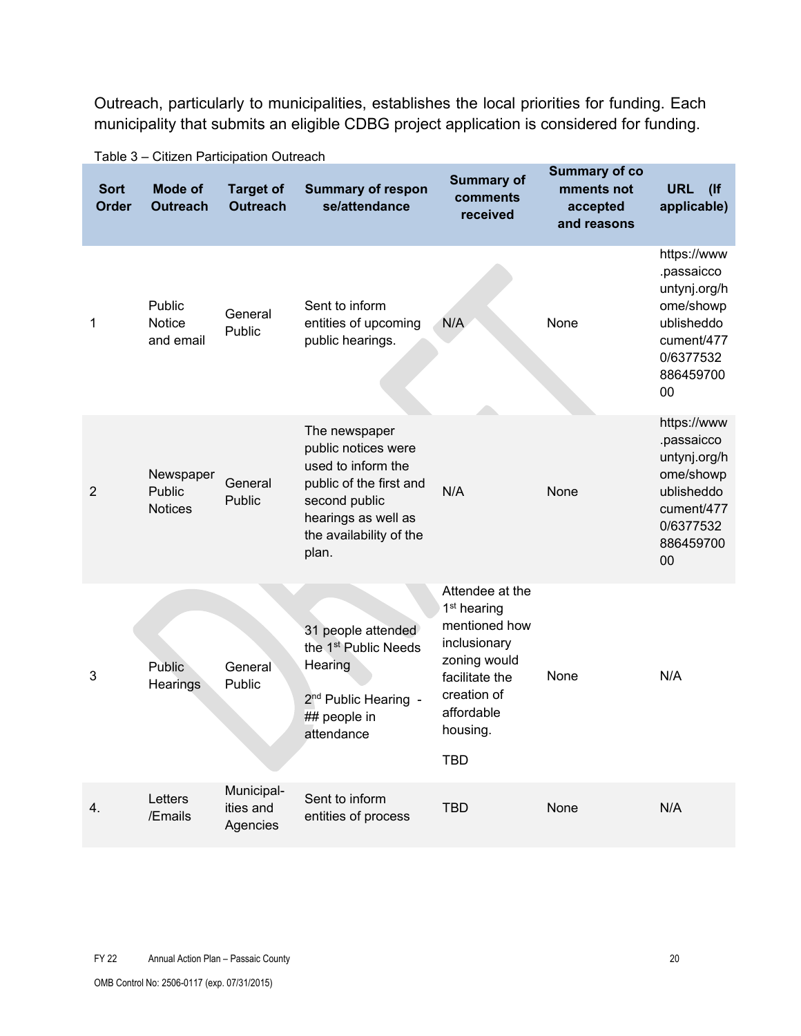Outreach, particularly to municipalities, establishes the local priorities for funding. Each municipality that submits an eligible CDBG project application is considered for funding.

Table 3 – Citizen Participation Outreach

| Sort Order | Mode of Outreach | Target of Outreach | Summary of response/attendance | Summary of comments received | Summary of comments not accepted and reasons | URL (If applicable) |
|---|---|---|---|---|---|---|
| 1 | Public Notice and email | General Public | Sent to inform entities of upcoming public hearings. | N/A | None | https://www.passaiccountynj.org/home/showpublisheddocument/4770/637753288645970000 |
| 2 | Newspaper Public Notices | General Public | The newspaper public notices were used to inform the public of the first and second public hearings as well as the availability of the plan. | N/A | None | https://www.passaiccountynj.org/home/showpublisheddocument/4770/637753288645970000 |
| 3 | Public Hearings | General Public | 31 people attended the 1st Public Needs Hearing<br><br>2nd Public Hearing - ## people in attendance | Attendee at the 1st hearing mentioned how inclusionary zoning would facilitate the creation of affordable housing.<br><br>TBD | None | N/A |
| 4. | Letters /Emails | Municipal-ities and Agencies | Sent to inform entities of process | TBD | None | N/A |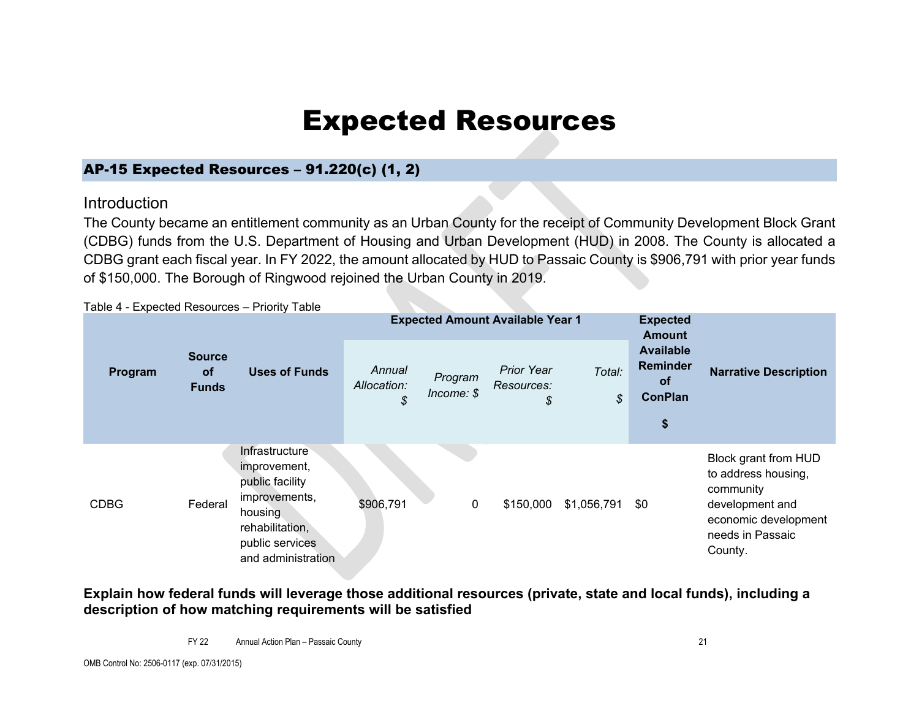# Expected Resources

## AP-15 Expected Resources – 91.220(c) (1, 2)

### Introduction

The County became an entitlement community as an Urban County for the receipt of Community Development Block Grant (CDBG) funds from the U.S. Department of Housing and Urban Development (HUD) in 2008. The County is allocated a CDBG grant each fiscal year. In FY 2022, the amount allocated by HUD to Passaic County is $906,791 with prior year funds of $150,000. The Borough of Ringwood rejoined the Urban County in 2019.

Table 4 - Expected Resources – Priority Table

| Program | Source of Funds | Uses of Funds | Expected Amount Available Year 1 | | | | Expected Amount Available Reminder of ConPlan $ | Narrative Description |
|---|---|---|---|---|---|---|---|---|
| | | | *Annual Allocation: $* | *Program Income: $* | *Prior Year Resources: $* | *Total: $* | | |
| CDBG | Federal | Infrastructure improvement, public facility improvements, housing rehabilitation, public services and administration | $906,791 | 0 | $150,000 | $1,056,791 | $0 | Block grant from HUD to address housing, community development and economic development needs in Passaic County. |

**Explain how federal funds will leverage those additional resources (private, state and local funds), including a description of how matching requirements will be satisfied**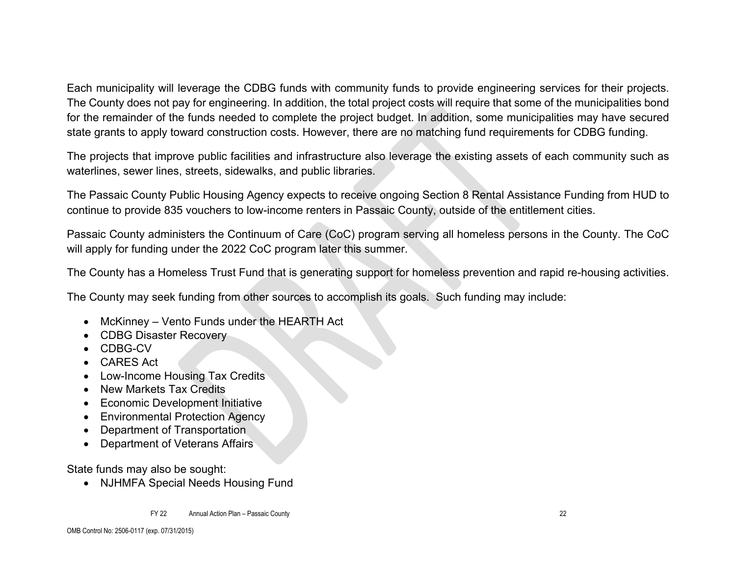Each municipality will leverage the CDBG funds with community funds to provide engineering services for their projects. The County does not pay for engineering. In addition, the total project costs will require that some of the municipalities bond for the remainder of the funds needed to complete the project budget. In addition, some municipalities may have secured state grants to apply toward construction costs. However, there are no matching fund requirements for CDBG funding.

The projects that improve public facilities and infrastructure also leverage the existing assets of each community such as waterlines, sewer lines, streets, sidewalks, and public libraries.

The Passaic County Public Housing Agency expects to receive ongoing Section 8 Rental Assistance Funding from HUD to continue to provide 835 vouchers to low-income renters in Passaic County, outside of the entitlement cities.

Passaic County administers the Continuum of Care (CoC) program serving all homeless persons in the County. The CoC will apply for funding under the 2022 CoC program later this summer.

The County has a Homeless Trust Fund that is generating support for homeless prevention and rapid re-housing activities.

The County may seek funding from other sources to accomplish its goals. Such funding may include:

- McKinney – Vento Funds under the HEARTH Act
- CDBG Disaster Recovery
- CDBG-CV
- CARES Act
- Low-Income Housing Tax Credits
- New Markets Tax Credits
- Economic Development Initiative
- Environmental Protection Agency
- Department of Transportation
- Department of Veterans Affairs

State funds may also be sought:

- NJHMFA Special Needs Housing Fund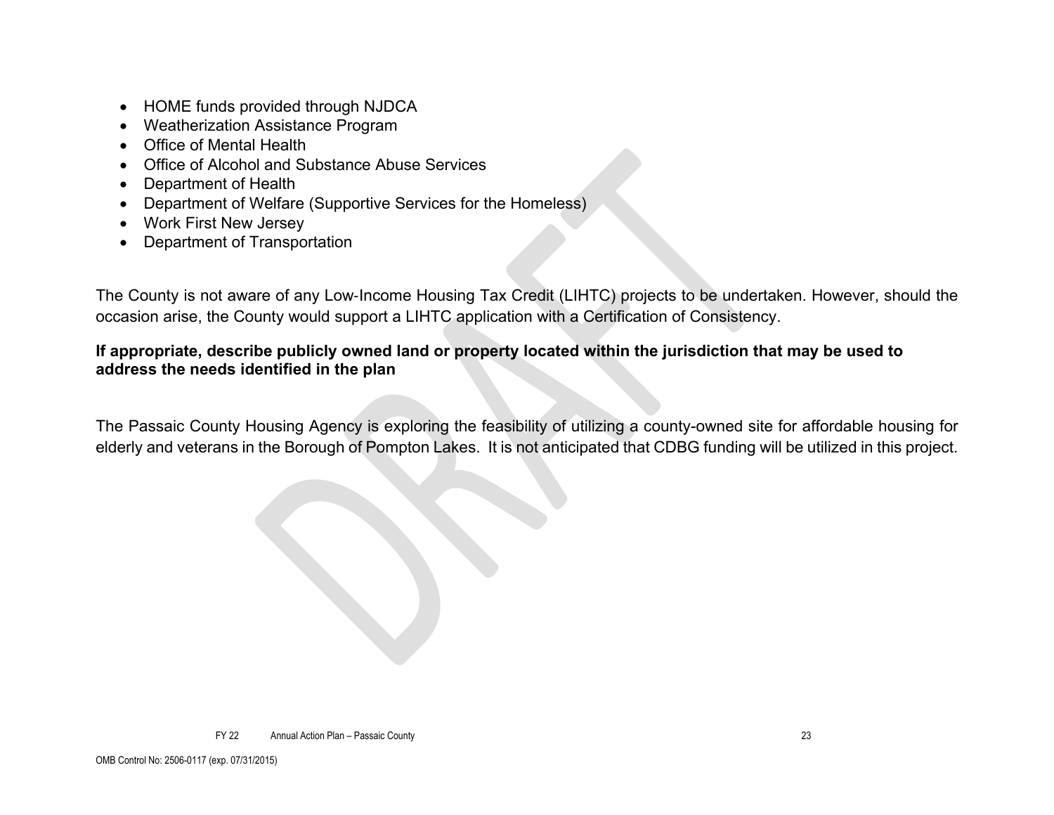- HOME funds provided through NJDCA
- Weatherization Assistance Program
- Office of Mental Health
- Office of Alcohol and Substance Abuse Services
- Department of Health
- Department of Welfare (Supportive Services for the Homeless)
- Work First New Jersey
- Department of Transportation

The County is not aware of any Low-Income Housing Tax Credit (LIHTC) projects to be undertaken. However, should the occasion arise, the County would support a LIHTC application with a Certification of Consistency.

**If appropriate, describe publicly owned land or property located within the jurisdiction that may be used to address the needs identified in the plan**

The Passaic County Housing Agency is exploring the feasibility of utilizing a county-owned site for affordable housing for elderly and veterans in the Borough of Pompton Lakes. It is not anticipated that CDBG funding will be utilized in this project.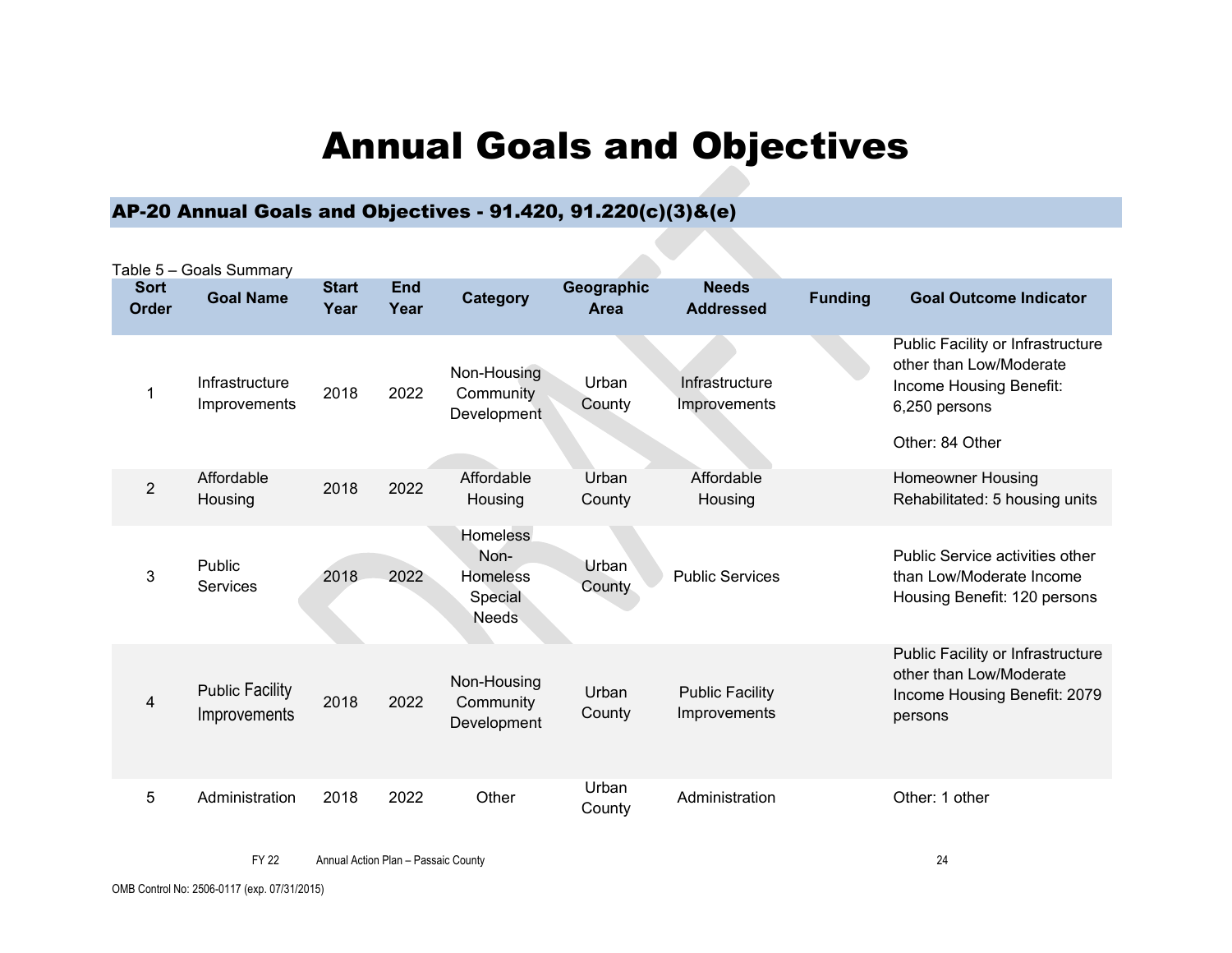# Annual Goals and Objectives

## AP-20 Annual Goals and Objectives - 91.420, 91.220(c)(3)&(e)

Table 5 – Goals Summary

| Sort Order | Goal Name | Start Year | End Year | Category | Geographic Area | Needs Addressed | Funding | Goal Outcome Indicator |
|---|---|---|---|---|---|---|---|---|
| 1 | Infrastructure Improvements | 2018 | 2022 | Non-Housing Community Development | Urban County | Infrastructure Improvements | | Public Facility or Infrastructure other than Low/Moderate Income Housing Benefit: 6,250 persons<br>Other: 84 Other |
| 2 | Affordable Housing | 2018 | 2022 | Affordable Housing | Urban County | Affordable Housing | | Homeowner Housing Rehabilitated: 5 housing units |
| 3 | Public Services | 2018 | 2022 | Homeless Non-Homeless Special Needs | Urban County | Public Services | | Public Service activities other than Low/Moderate Income Housing Benefit: 120 persons |
| 4 | Public Facility Improvements | 2018 | 2022 | Non-Housing Community Development | Urban County | Public Facility Improvements | | Public Facility or Infrastructure other than Low/Moderate Income Housing Benefit: 2079 persons |
| 5 | Administration | 2018 | 2022 | Other | Urban County | Administration | | Other: 1 other |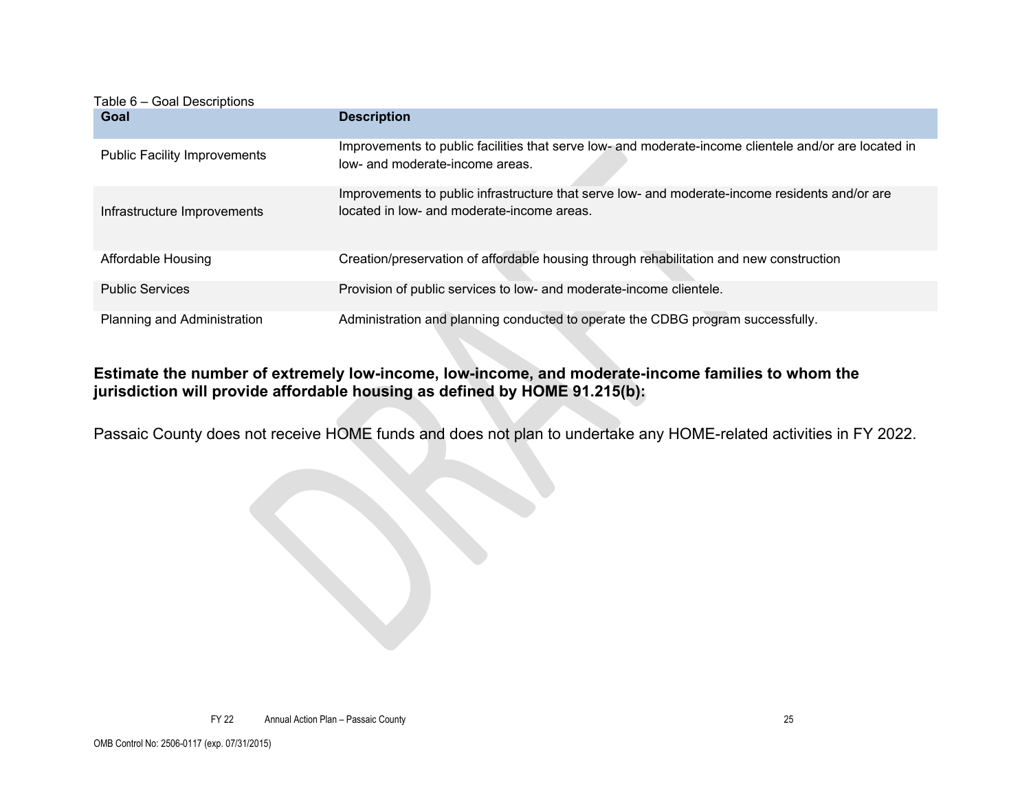Table 6 – Goal Descriptions

| Goal | Description |
|---|---|
| Public Facility Improvements | Improvements to public facilities that serve low- and moderate-income clientele and/or are located in low- and moderate-income areas. |
| Infrastructure Improvements | Improvements to public infrastructure that serve low- and moderate-income residents and/or are located in low- and moderate-income areas. |
| Affordable Housing | Creation/preservation of affordable housing through rehabilitation and new construction |
| Public Services | Provision of public services to low- and moderate-income clientele. |
| Planning and Administration | Administration and planning conducted to operate the CDBG program successfully. |

**Estimate the number of extremely low-income, low-income, and moderate-income families to whom the jurisdiction will provide affordable housing as defined by HOME 91.215(b):**

Passaic County does not receive HOME funds and does not plan to undertake any HOME-related activities in FY 2022.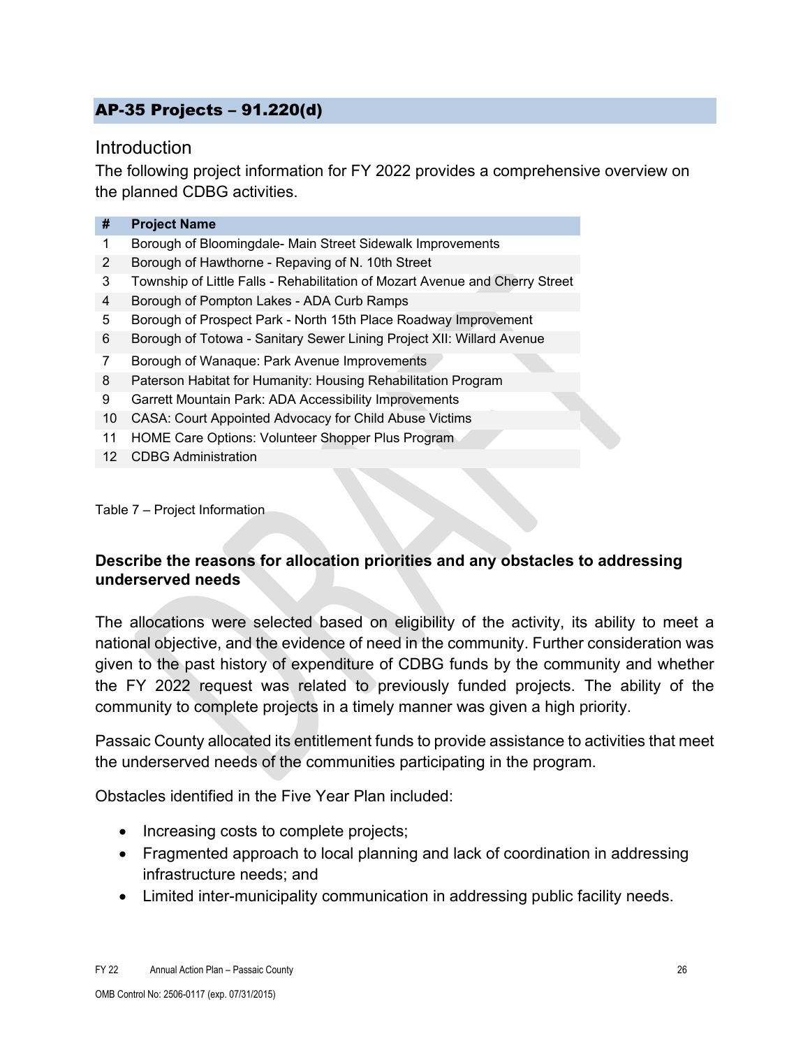## AP-35 Projects – 91.220(d)

### Introduction

The following project information for FY 2022 provides a comprehensive overview on the planned CDBG activities.

| # | Project Name |
|---|---|
| 1 | Borough of Bloomingdale- Main Street Sidewalk Improvements |
| 2 | Borough of Hawthorne - Repaving of N. 10th Street |
| 3 | Township of Little Falls - Rehabilitation of Mozart Avenue and Cherry Street |
| 4 | Borough of Pompton Lakes - ADA Curb Ramps |
| 5 | Borough of Prospect Park - North 15th Place Roadway Improvement |
| 6 | Borough of Totowa - Sanitary Sewer Lining Project XII: Willard Avenue |
| 7 | Borough of Wanaque: Park Avenue Improvements |
| 8 | Paterson Habitat for Humanity: Housing Rehabilitation Program |
| 9 | Garrett Mountain Park: ADA Accessibility Improvements |
| 10 | CASA: Court Appointed Advocacy for Child Abuse Victims |
| 11 | HOME Care Options: Volunteer Shopper Plus Program |
| 12 | CDBG Administration |

Table 7 – Project Information

**Describe the reasons for allocation priorities and any obstacles to addressing underserved needs**

The allocations were selected based on eligibility of the activity, its ability to meet a national objective, and the evidence of need in the community. Further consideration was given to the past history of expenditure of CDBG funds by the community and whether the FY 2022 request was related to previously funded projects. The ability of the community to complete projects in a timely manner was given a high priority.

Passaic County allocated its entitlement funds to provide assistance to activities that meet the underserved needs of the communities participating in the program.

Obstacles identified in the Five Year Plan included:

- Increasing costs to complete projects;
- Fragmented approach to local planning and lack of coordination in addressing infrastructure needs; and
- Limited inter-municipality communication in addressing public facility needs.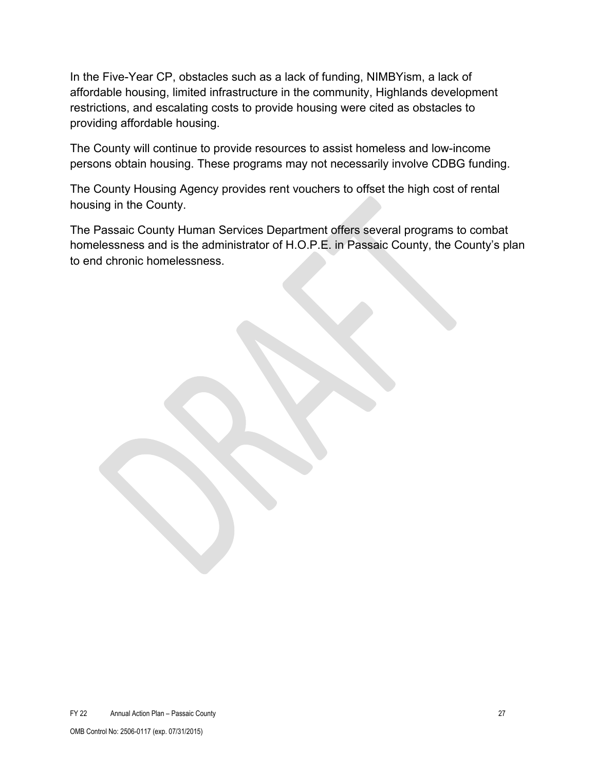In the Five-Year CP, obstacles such as a lack of funding, NIMBYism, a lack of affordable housing, limited infrastructure in the community, Highlands development restrictions, and escalating costs to provide housing were cited as obstacles to providing affordable housing.

The County will continue to provide resources to assist homeless and low-income persons obtain housing. These programs may not necessarily involve CDBG funding.

The County Housing Agency provides rent vouchers to offset the high cost of rental housing in the County.

The Passaic County Human Services Department offers several programs to combat homelessness and is the administrator of H.O.P.E. in Passaic County, the County's plan to end chronic homelessness.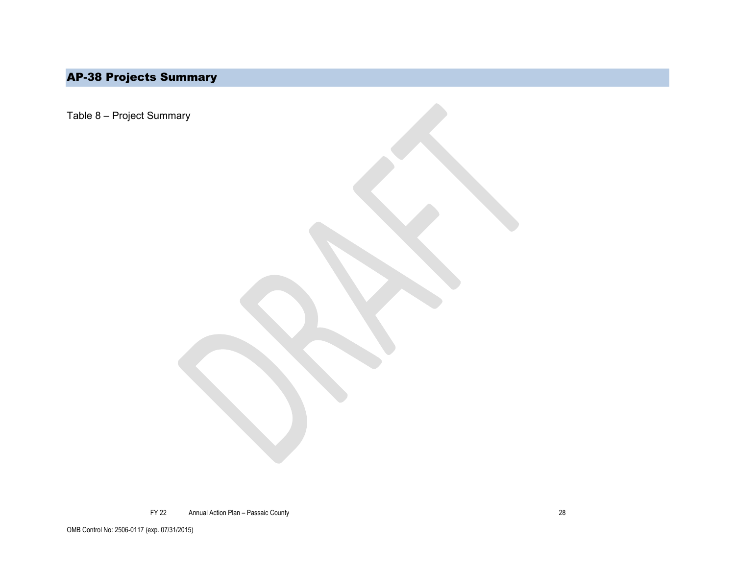# AP-38 Projects Summary

Table 8 – Project Summary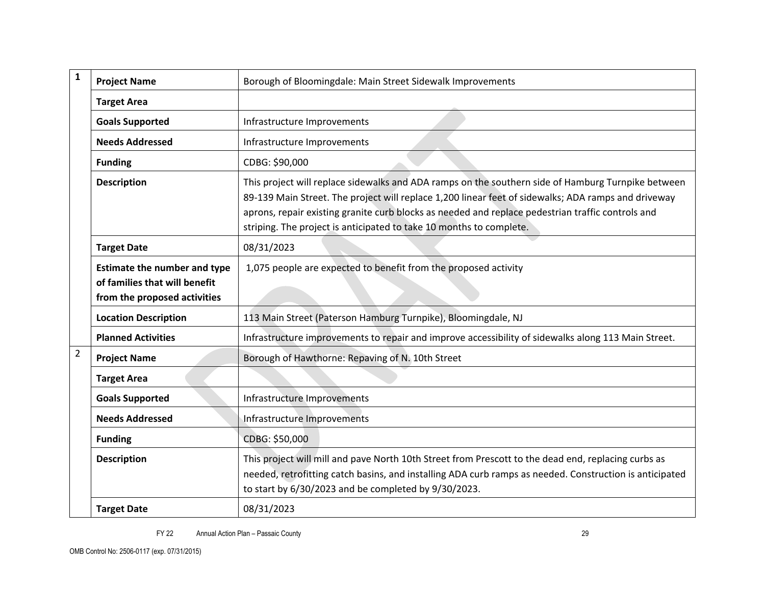| | | |
|---|---|---|
| **1** | **Project Name** | Borough of Bloomingdale: Main Street Sidewalk Improvements |
| | **Target Area** | |
| | **Goals Supported** | Infrastructure Improvements |
| | **Needs Addressed** | Infrastructure Improvements |
| | **Funding** | CDBG: $90,000 |
| | **Description** | This project will replace sidewalks and ADA ramps on the southern side of Hamburg Turnpike between 89-139 Main Street. The project will replace 1,200 linear feet of sidewalks; ADA ramps and driveway aprons, repair existing granite curb blocks as needed and replace pedestrian traffic controls and striping. The project is anticipated to take 10 months to complete. |
| | **Target Date** | 08/31/2023 |
| | **Estimate the number and type of families that will benefit from the proposed activities** | 1,075 people are expected to benefit from the proposed activity |
| | **Location Description** | 113 Main Street (Paterson Hamburg Turnpike), Bloomingdale, NJ |
| | **Planned Activities** | Infrastructure improvements to repair and improve accessibility of sidewalks along 113 Main Street. |
| 2 | **Project Name** | Borough of Hawthorne: Repaving of N. 10th Street |
| | **Target Area** | |
| | **Goals Supported** | Infrastructure Improvements |
| | **Needs Addressed** | Infrastructure Improvements |
| | **Funding** | CDBG: $50,000 |
| | **Description** | This project will mill and pave North 10th Street from Prescott to the dead end, replacing curbs as needed, retrofitting catch basins, and installing ADA curb ramps as needed. Construction is anticipated to start by 6/30/2023 and be completed by 9/30/2023. |
| | **Target Date** | 08/31/2023 |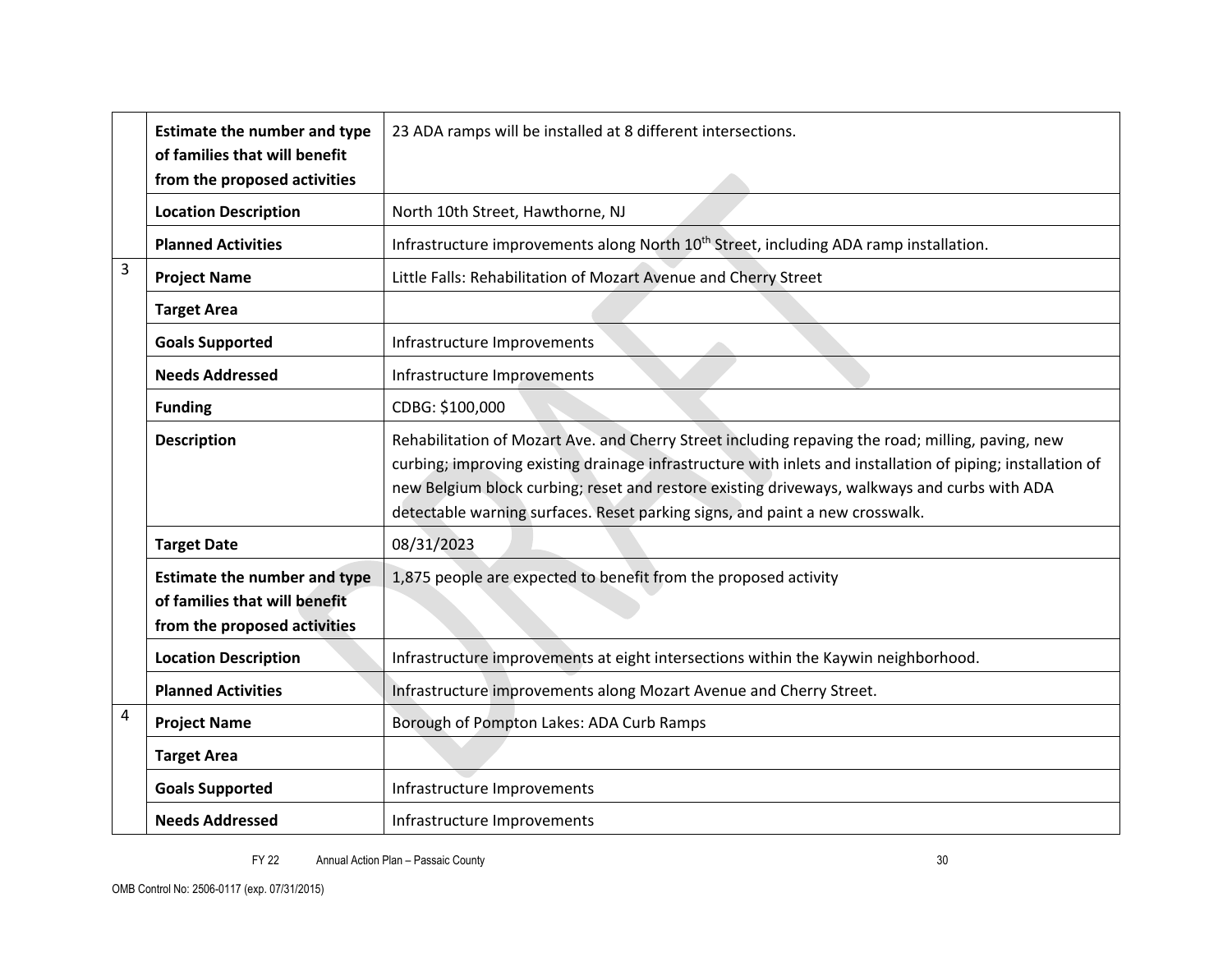| | | |
|---|---|---|
| | **Estimate the number and type of families that will benefit from the proposed activities** | 23 ADA ramps will be installed at 8 different intersections. |
| | **Location Description** | North 10th Street, Hawthorne, NJ |
| | **Planned Activities** | Infrastructure improvements along North 10th Street, including ADA ramp installation. |
| 3 | **Project Name** | Little Falls: Rehabilitation of Mozart Avenue and Cherry Street |
| | **Target Area** | |
| | **Goals Supported** | Infrastructure Improvements |
| | **Needs Addressed** | Infrastructure Improvements |
| | **Funding** | CDBG: $100,000 |
| | **Description** | Rehabilitation of Mozart Ave. and Cherry Street including repaving the road; milling, paving, new curbing; improving existing drainage infrastructure with inlets and installation of piping; installation of new Belgium block curbing; reset and restore existing driveways, walkways and curbs with ADA detectable warning surfaces. Reset parking signs, and paint a new crosswalk. |
| | **Target Date** | 08/31/2023 |
| | **Estimate the number and type of families that will benefit from the proposed activities** | 1,875 people are expected to benefit from the proposed activity |
| | **Location Description** | Infrastructure improvements at eight intersections within the Kaywin neighborhood. |
| | **Planned Activities** | Infrastructure improvements along Mozart Avenue and Cherry Street. |
| 4 | **Project Name** | Borough of Pompton Lakes: ADA Curb Ramps |
| | **Target Area** | |
| | **Goals Supported** | Infrastructure Improvements |
| | **Needs Addressed** | Infrastructure Improvements |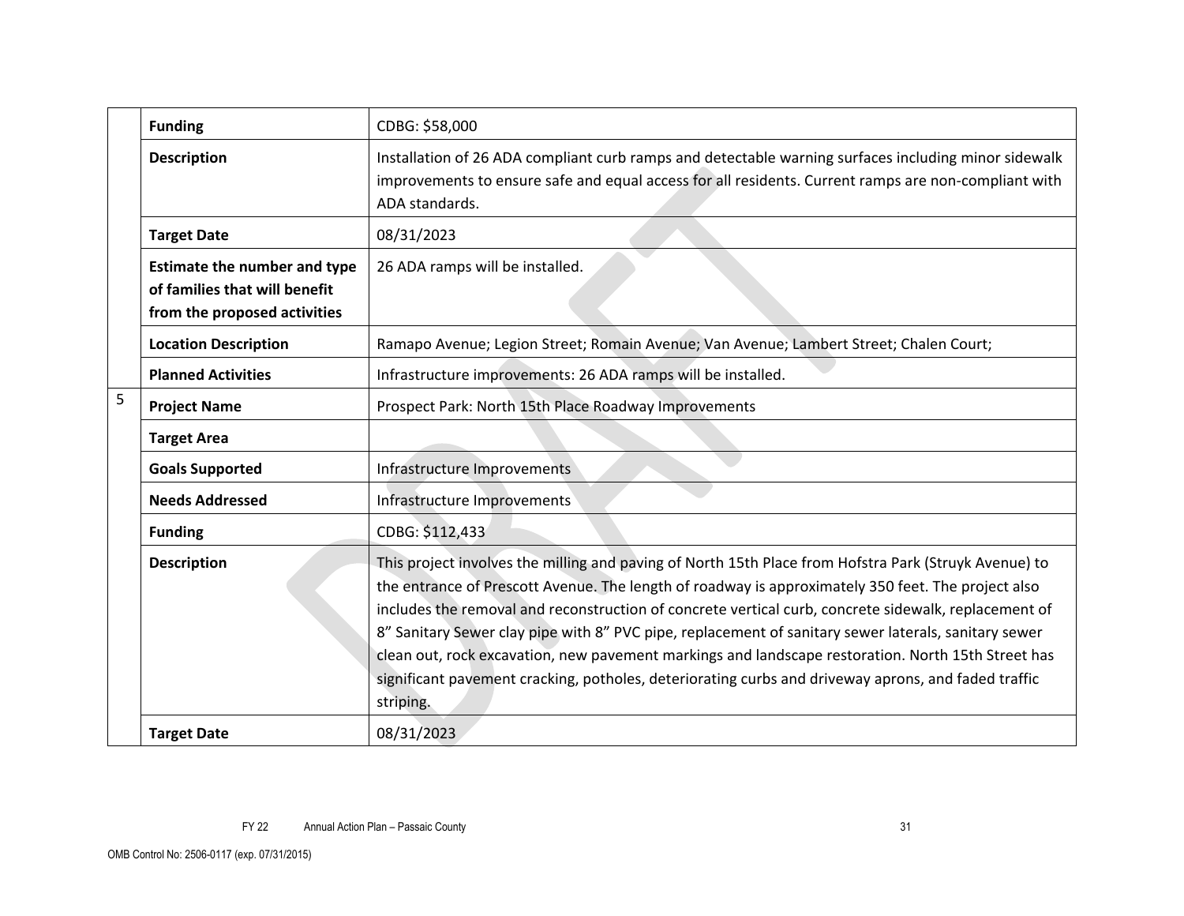| | | |
|---|---|---|
| | **Funding** | CDBG: $58,000 |
| | **Description** | Installation of 26 ADA compliant curb ramps and detectable warning surfaces including minor sidewalk improvements to ensure safe and equal access for all residents. Current ramps are non-compliant with ADA standards. |
| | **Target Date** | 08/31/2023 |
| | **Estimate the number and type of families that will benefit from the proposed activities** | 26 ADA ramps will be installed. |
| | **Location Description** | Ramapo Avenue; Legion Street; Romain Avenue; Van Avenue; Lambert Street; Chalen Court; |
| | **Planned Activities** | Infrastructure improvements: 26 ADA ramps will be installed. |
| 5 | **Project Name** | Prospect Park: North 15th Place Roadway Improvements |
| | **Target Area** | |
| | **Goals Supported** | Infrastructure Improvements |
| | **Needs Addressed** | Infrastructure Improvements |
| | **Funding** | CDBG: $112,433 |
| | **Description** | This project involves the milling and paving of North 15th Place from Hofstra Park (Struyk Avenue) to the entrance of Prescott Avenue. The length of roadway is approximately 350 feet. The project also includes the removal and reconstruction of concrete vertical curb, concrete sidewalk, replacement of 8" Sanitary Sewer clay pipe with 8" PVC pipe, replacement of sanitary sewer laterals, sanitary sewer clean out, rock excavation, new pavement markings and landscape restoration. North 15th Street has significant pavement cracking, potholes, deteriorating curbs and driveway aprons, and faded traffic striping. |
| | **Target Date** | 08/31/2023 |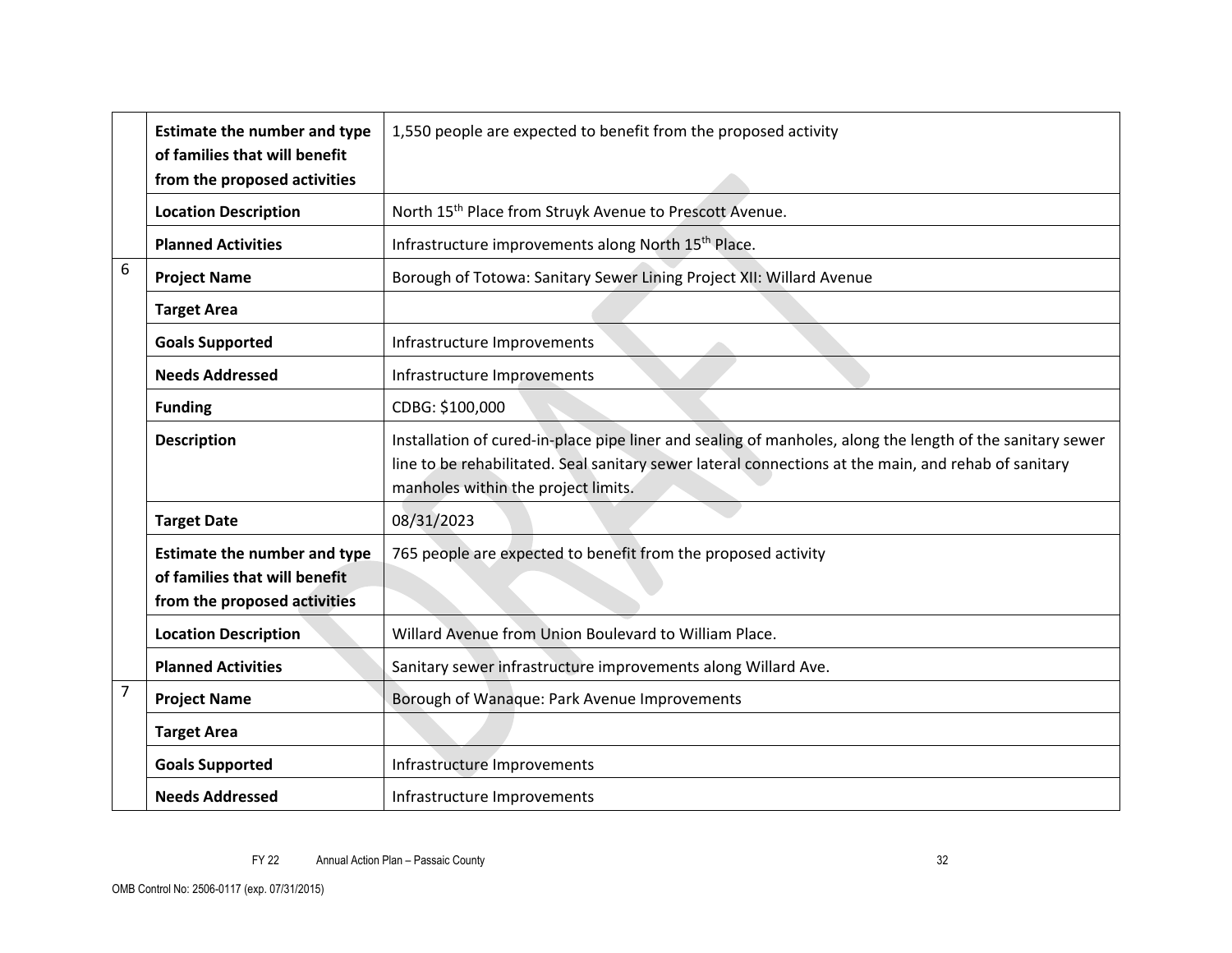| | | |
|---|---|---|
| | **Estimate the number and type of families that will benefit from the proposed activities** | 1,550 people are expected to benefit from the proposed activity |
| | **Location Description** | North 15th Place from Struyk Avenue to Prescott Avenue. |
| | **Planned Activities** | Infrastructure improvements along North 15th Place. |
| 6 | **Project Name** | Borough of Totowa: Sanitary Sewer Lining Project XII: Willard Avenue |
| | **Target Area** | |
| | **Goals Supported** | Infrastructure Improvements |
| | **Needs Addressed** | Infrastructure Improvements |
| | **Funding** | CDBG: $100,000 |
| | **Description** | Installation of cured-in-place pipe liner and sealing of manholes, along the length of the sanitary sewer line to be rehabilitated. Seal sanitary sewer lateral connections at the main, and rehab of sanitary manholes within the project limits. |
| | **Target Date** | 08/31/2023 |
| | **Estimate the number and type of families that will benefit from the proposed activities** | 765 people are expected to benefit from the proposed activity |
| | **Location Description** | Willard Avenue from Union Boulevard to William Place. |
| | **Planned Activities** | Sanitary sewer infrastructure improvements along Willard Ave. |
| 7 | **Project Name** | Borough of Wanaque: Park Avenue Improvements |
| | **Target Area** | |
| | **Goals Supported** | Infrastructure Improvements |
| | **Needs Addressed** | Infrastructure Improvements |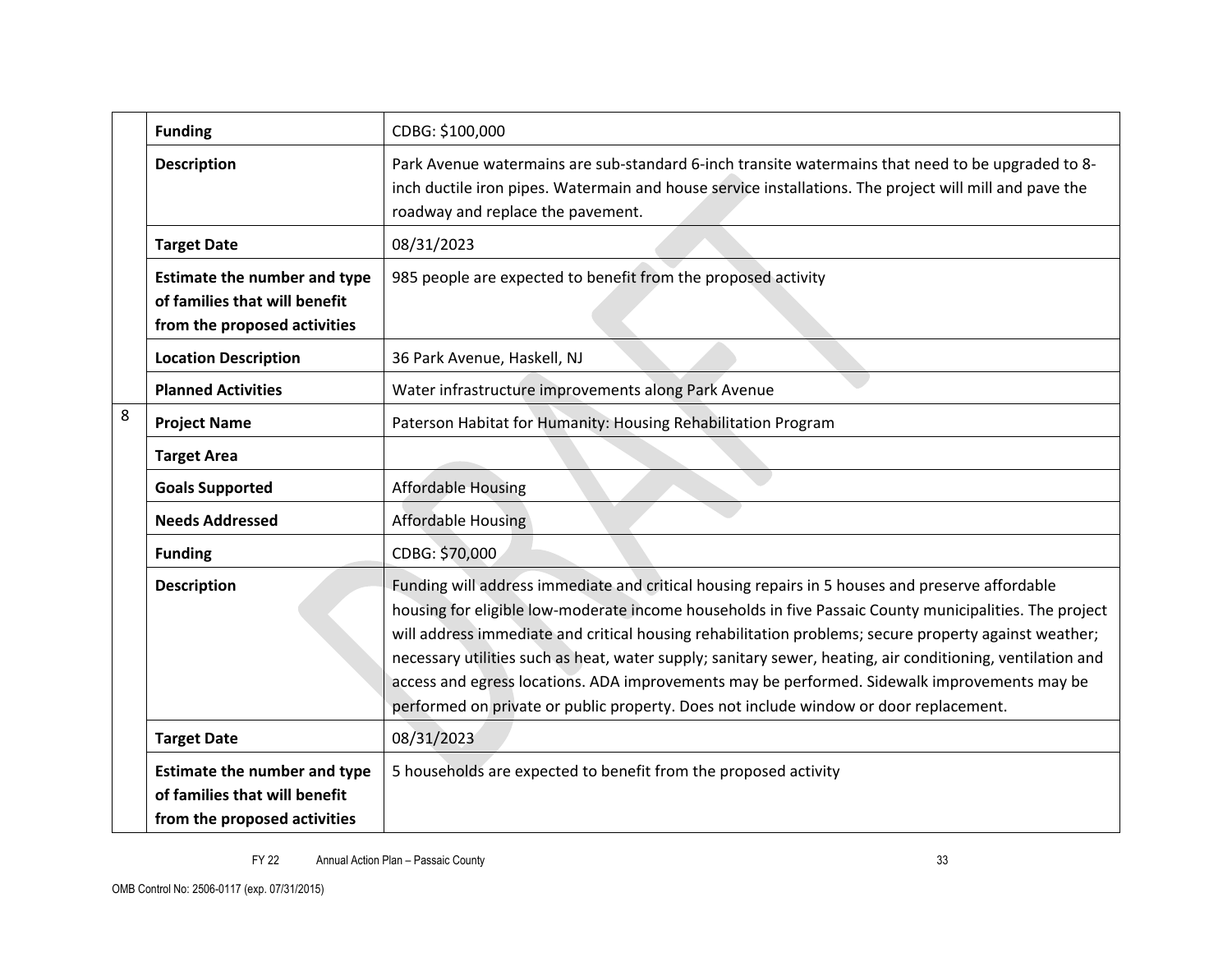| | | |
|---|---|---|
| | **Funding** | CDBG: $100,000 |
| | **Description** | Park Avenue watermains are sub-standard 6-inch transite watermains that need to be upgraded to 8-inch ductile iron pipes. Watermain and house service installations. The project will mill and pave the roadway and replace the pavement. |
| | **Target Date** | 08/31/2023 |
| | **Estimate the number and type of families that will benefit from the proposed activities** | 985 people are expected to benefit from the proposed activity |
| | **Location Description** | 36 Park Avenue, Haskell, NJ |
| | **Planned Activities** | Water infrastructure improvements along Park Avenue |
| 8 | **Project Name** | Paterson Habitat for Humanity: Housing Rehabilitation Program |
| | **Target Area** | |
| | **Goals Supported** | Affordable Housing |
| | **Needs Addressed** | Affordable Housing |
| | **Funding** | CDBG: $70,000 |
| | **Description** | Funding will address immediate and critical housing repairs in 5 houses and preserve affordable housing for eligible low-moderate income households in five Passaic County municipalities. The project will address immediate and critical housing rehabilitation problems; secure property against weather; necessary utilities such as heat, water supply; sanitary sewer, heating, air conditioning, ventilation and access and egress locations. ADA improvements may be performed. Sidewalk improvements may be performed on private or public property. Does not include window or door replacement. |
| | **Target Date** | 08/31/2023 |
| | **Estimate the number and type of families that will benefit from the proposed activities** | 5 households are expected to benefit from the proposed activity |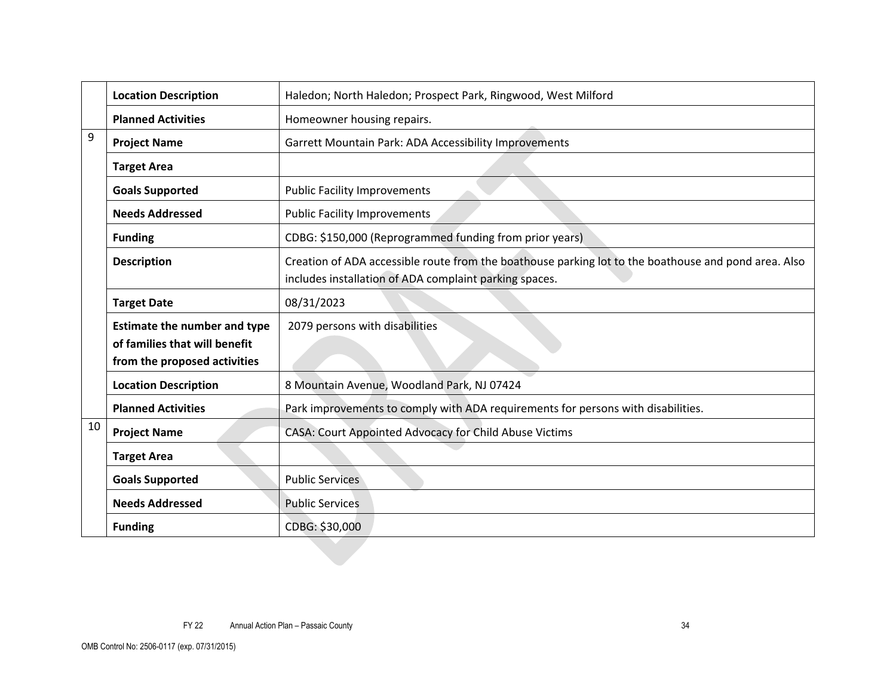| | | |
|---|---|---|
| | **Location Description** | Haledon; North Haledon; Prospect Park, Ringwood, West Milford |
| | **Planned Activities** | Homeowner housing repairs. |
| 9 | **Project Name** | Garrett Mountain Park: ADA Accessibility Improvements |
| | **Target Area** | |
| | **Goals Supported** | Public Facility Improvements |
| | **Needs Addressed** | Public Facility Improvements |
| | **Funding** | CDBG: $150,000 (Reprogrammed funding from prior years) |
| | **Description** | Creation of ADA accessible route from the boathouse parking lot to the boathouse and pond area. Also includes installation of ADA complaint parking spaces. |
| | **Target Date** | 08/31/2023 |
| | **Estimate the number and type of families that will benefit from the proposed activities** | 2079 persons with disabilities |
| | **Location Description** | 8 Mountain Avenue, Woodland Park, NJ 07424 |
| | **Planned Activities** | Park improvements to comply with ADA requirements for persons with disabilities. |
| 10 | **Project Name** | CASA: Court Appointed Advocacy for Child Abuse Victims |
| | **Target Area** | |
| | **Goals Supported** | Public Services |
| | **Needs Addressed** | Public Services |
| | **Funding** | CDBG: $30,000 |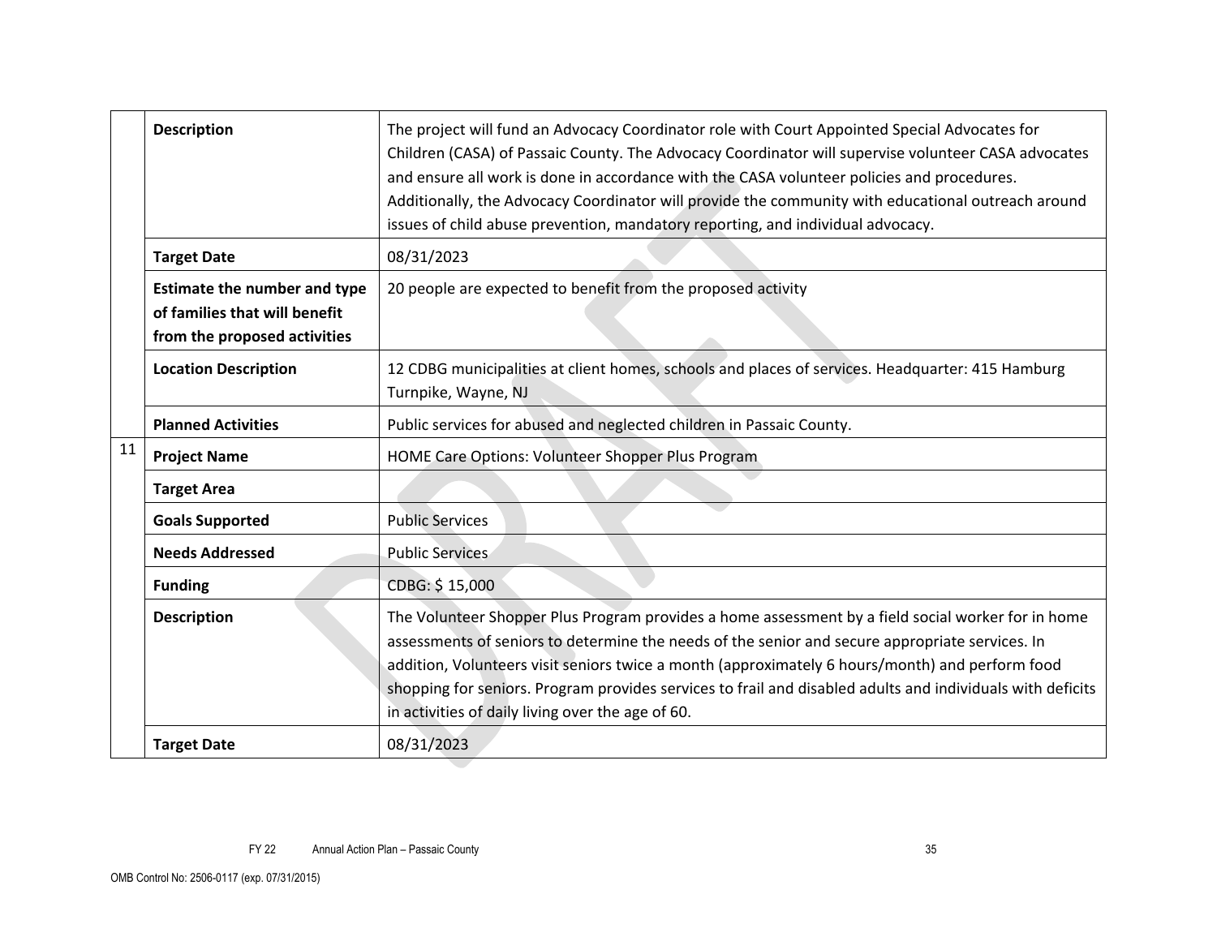| | | |
|---|---|---|
| | **Description** | The project will fund an Advocacy Coordinator role with Court Appointed Special Advocates for Children (CASA) of Passaic County. The Advocacy Coordinator will supervise volunteer CASA advocates and ensure all work is done in accordance with the CASA volunteer policies and procedures. Additionally, the Advocacy Coordinator will provide the community with educational outreach around issues of child abuse prevention, mandatory reporting, and individual advocacy. |
| | **Target Date** | 08/31/2023 |
| | **Estimate the number and type of families that will benefit from the proposed activities** | 20 people are expected to benefit from the proposed activity |
| | **Location Description** | 12 CDBG municipalities at client homes, schools and places of services. Headquarter: 415 Hamburg Turnpike, Wayne, NJ |
| | **Planned Activities** | Public services for abused and neglected children in Passaic County. |
| 11 | **Project Name** | HOME Care Options: Volunteer Shopper Plus Program |
| | **Target Area** | |
| | **Goals Supported** | Public Services |
| | **Needs Addressed** | Public Services |
| | **Funding** | CDBG: $ 15,000 |
| | **Description** | The Volunteer Shopper Plus Program provides a home assessment by a field social worker for in home assessments of seniors to determine the needs of the senior and secure appropriate services. In addition, Volunteers visit seniors twice a month (approximately 6 hours/month) and perform food shopping for seniors. Program provides services to frail and disabled adults and individuals with deficits in activities of daily living over the age of 60. |
| | **Target Date** | 08/31/2023 |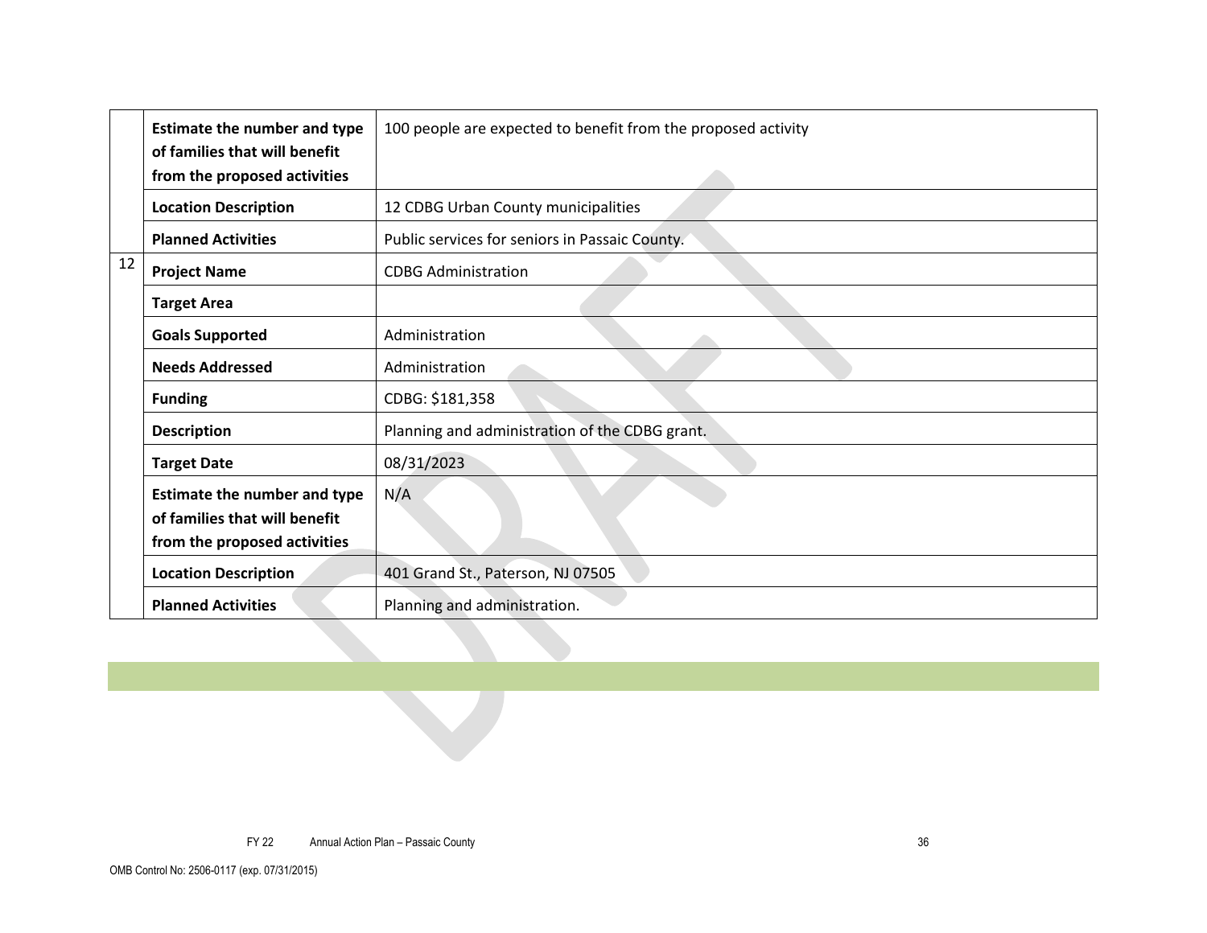| | | |
|---|---|---|
| | **Estimate the number and type of families that will benefit from the proposed activities** | 100 people are expected to benefit from the proposed activity |
| | **Location Description** | 12 CDBG Urban County municipalities |
| | **Planned Activities** | Public services for seniors in Passaic County. |
| 12 | **Project Name** | CDBG Administration |
| | **Target Area** | |
| | **Goals Supported** | Administration |
| | **Needs Addressed** | Administration |
| | **Funding** | CDBG: $181,358 |
| | **Description** | Planning and administration of the CDBG grant. |
| | **Target Date** | 08/31/2023 |
| | **Estimate the number and type of families that will benefit from the proposed activities** | N/A |
| | **Location Description** | 401 Grand St., Paterson, NJ 07505 |
| | **Planned Activities** | Planning and administration. |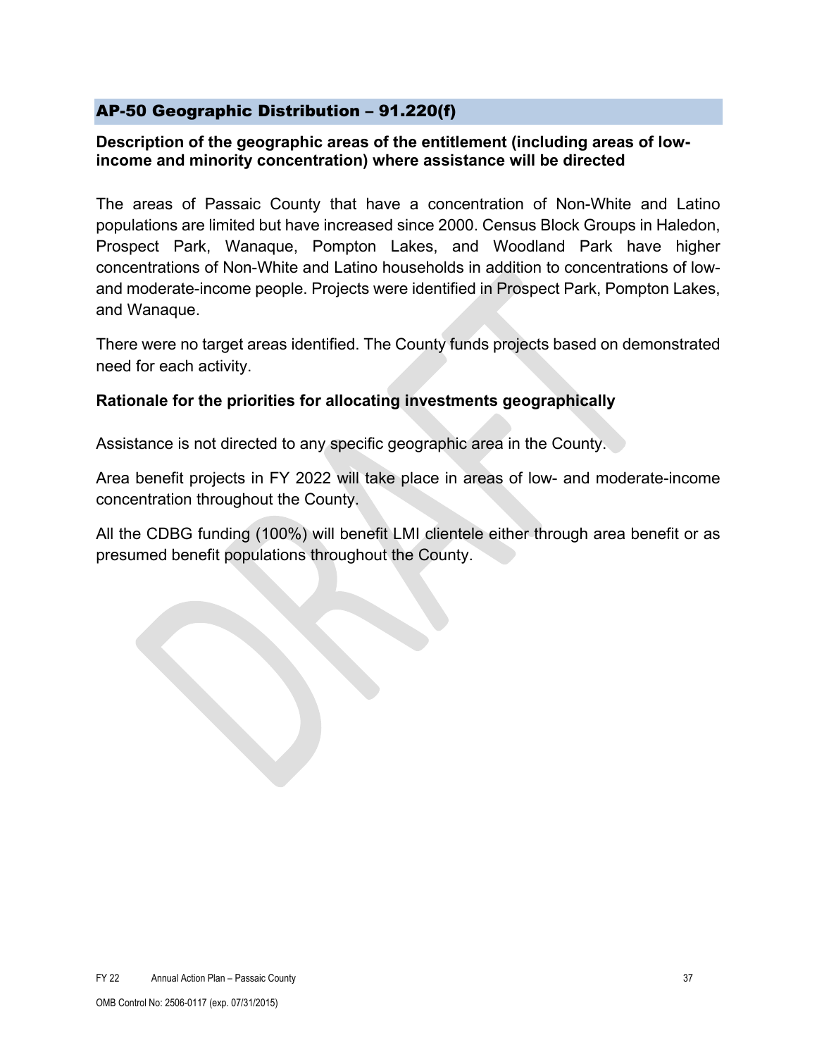## AP-50 Geographic Distribution – 91.220(f)

**Description of the geographic areas of the entitlement (including areas of low-income and minority concentration) where assistance will be directed**

The areas of Passaic County that have a concentration of Non-White and Latino populations are limited but have increased since 2000. Census Block Groups in Haledon, Prospect Park, Wanaque, Pompton Lakes, and Woodland Park have higher concentrations of Non-White and Latino households in addition to concentrations of low- and moderate-income people. Projects were identified in Prospect Park, Pompton Lakes, and Wanaque.

There were no target areas identified. The County funds projects based on demonstrated need for each activity.

**Rationale for the priorities for allocating investments geographically**

Assistance is not directed to any specific geographic area in the County.

Area benefit projects in FY 2022 will take place in areas of low- and moderate-income concentration throughout the County.

All the CDBG funding (100%) will benefit LMI clientele either through area benefit or as presumed benefit populations throughout the County.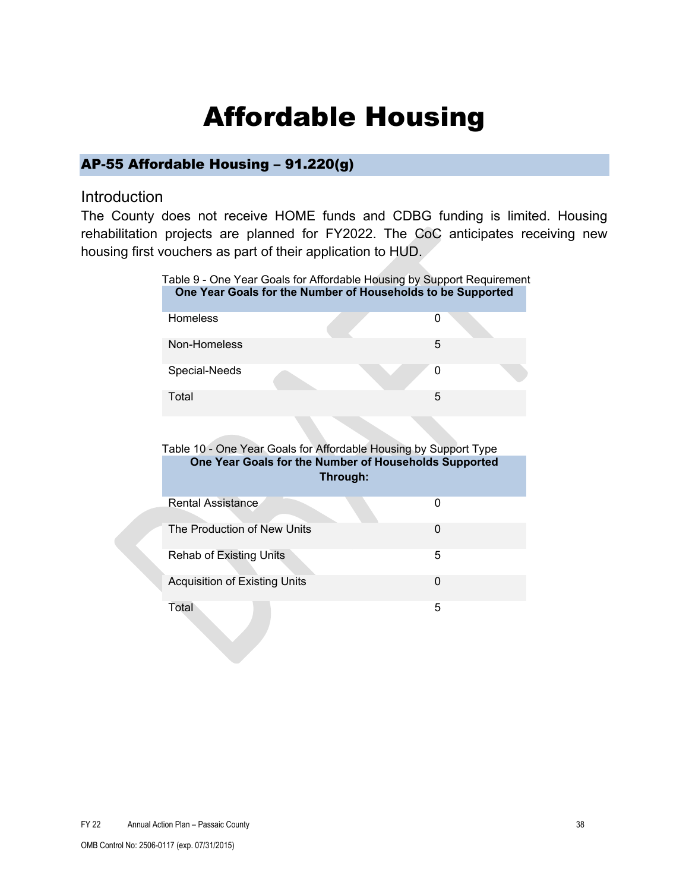# Affordable Housing

## AP-55 Affordable Housing – 91.220(g)

### Introduction

The County does not receive HOME funds and CDBG funding is limited. Housing rehabilitation projects are planned for FY2022. The CoC anticipates receiving new housing first vouchers as part of their application to HUD.

Table 9 - One Year Goals for Affordable Housing by Support Requirement

| One Year Goals for the Number of Households to be Supported | |
|---|---|
| Homeless | 0 |
| Non-Homeless | 5 |
| Special-Needs | 0 |
| Total | 5 |

Table 10 - One Year Goals for Affordable Housing by Support Type

| One Year Goals for the Number of Households Supported Through: | |
|---|---|
| Rental Assistance | 0 |
| The Production of New Units | 0 |
| Rehab of Existing Units | 5 |
| Acquisition of Existing Units | 0 |
| Total | 5 |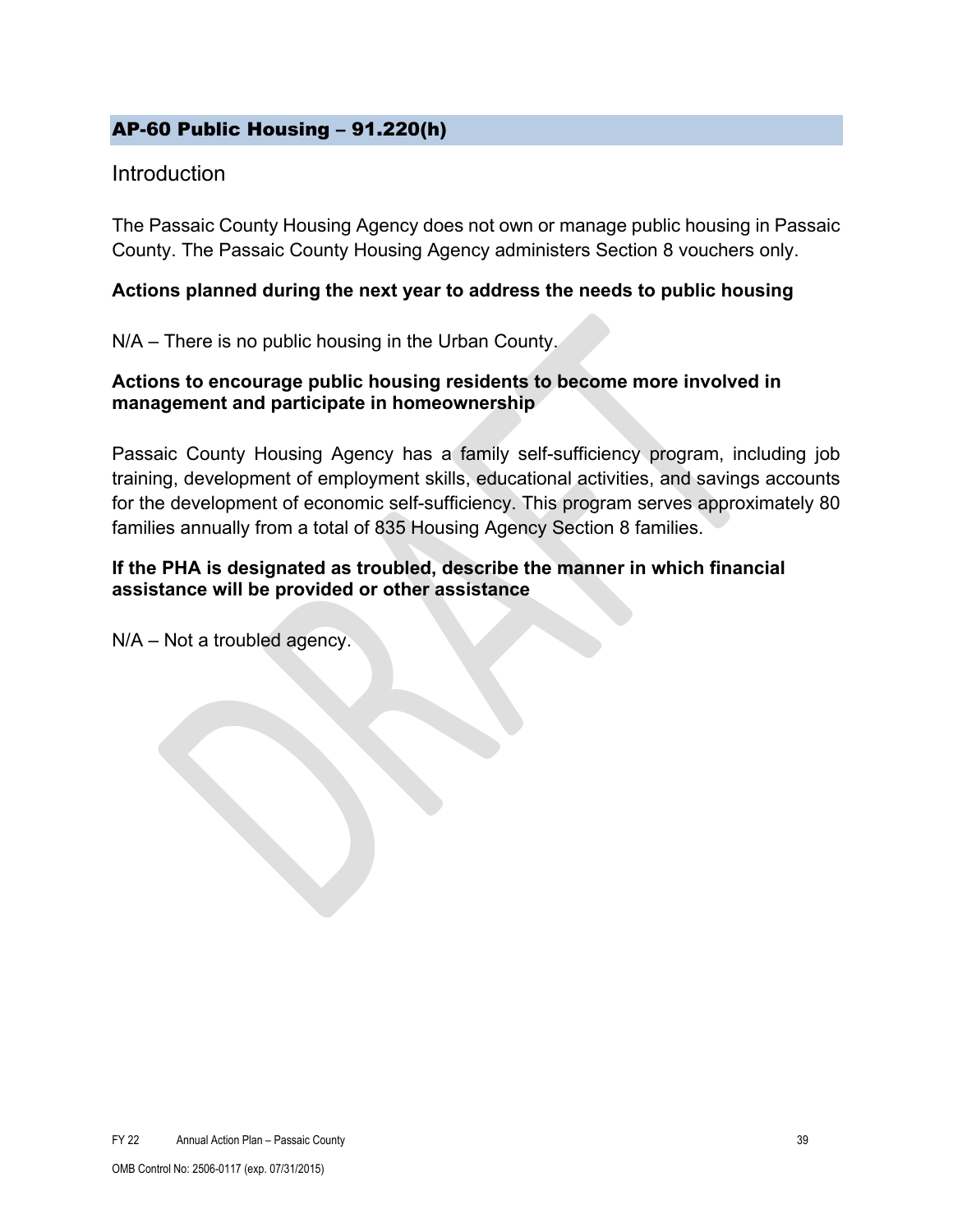## AP-60 Public Housing – 91.220(h)

### Introduction

The Passaic County Housing Agency does not own or manage public housing in Passaic County. The Passaic County Housing Agency administers Section 8 vouchers only.

**Actions planned during the next year to address the needs to public housing**

N/A – There is no public housing in the Urban County.

**Actions to encourage public housing residents to become more involved in management and participate in homeownership**

Passaic County Housing Agency has a family self-sufficiency program, including job training, development of employment skills, educational activities, and savings accounts for the development of economic self-sufficiency. This program serves approximately 80 families annually from a total of 835 Housing Agency Section 8 families.

**If the PHA is designated as troubled, describe the manner in which financial assistance will be provided or other assistance**

N/A – Not a troubled agency.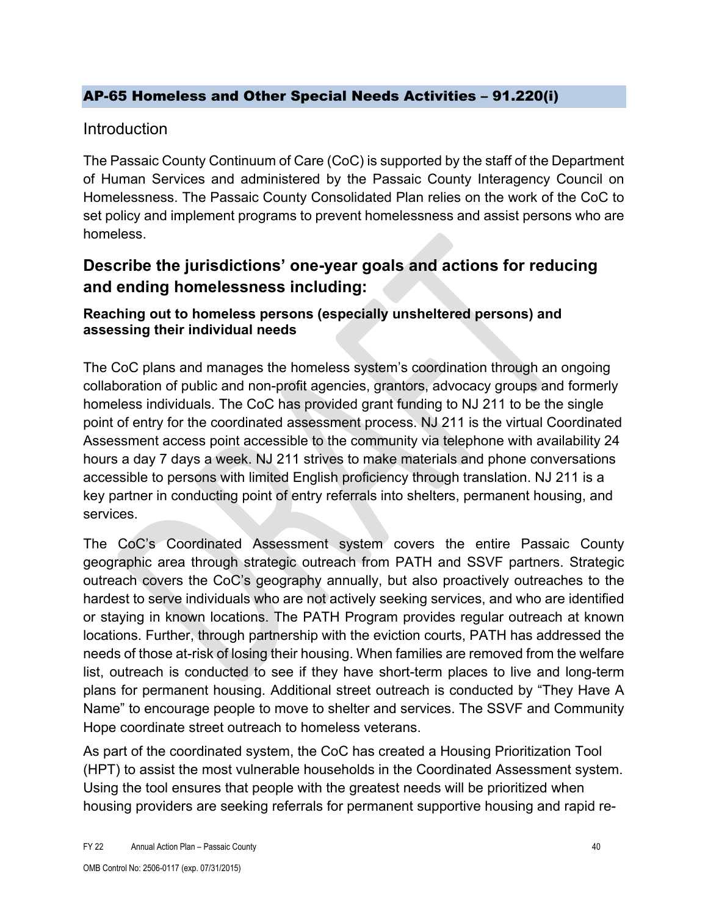## AP-65 Homeless and Other Special Needs Activities – 91.220(i)

### Introduction

The Passaic County Continuum of Care (CoC) is supported by the staff of the Department of Human Services and administered by the Passaic County Interagency Council on Homelessness. The Passaic County Consolidated Plan relies on the work of the CoC to set policy and implement programs to prevent homelessness and assist persons who are homeless.

## Describe the jurisdictions' one-year goals and actions for reducing and ending homelessness including:

#### Reaching out to homeless persons (especially unsheltered persons) and assessing their individual needs

The CoC plans and manages the homeless system's coordination through an ongoing collaboration of public and non-profit agencies, grantors, advocacy groups and formerly homeless individuals. The CoC has provided grant funding to NJ 211 to be the single point of entry for the coordinated assessment process. NJ 211 is the virtual Coordinated Assessment access point accessible to the community via telephone with availability 24 hours a day 7 days a week. NJ 211 strives to make materials and phone conversations accessible to persons with limited English proficiency through translation. NJ 211 is a key partner in conducting point of entry referrals into shelters, permanent housing, and services.

The CoC's Coordinated Assessment system covers the entire Passaic County geographic area through strategic outreach from PATH and SSVF partners. Strategic outreach covers the CoC's geography annually, but also proactively outreaches to the hardest to serve individuals who are not actively seeking services, and who are identified or staying in known locations. The PATH Program provides regular outreach at known locations. Further, through partnership with the eviction courts, PATH has addressed the needs of those at-risk of losing their housing. When families are removed from the welfare list, outreach is conducted to see if they have short-term places to live and long-term plans for permanent housing. Additional street outreach is conducted by "They Have A Name" to encourage people to move to shelter and services. The SSVF and Community Hope coordinate street outreach to homeless veterans.

As part of the coordinated system, the CoC has created a Housing Prioritization Tool (HPT) to assist the most vulnerable households in the Coordinated Assessment system. Using the tool ensures that people with the greatest needs will be prioritized when housing providers are seeking referrals for permanent supportive housing and rapid re-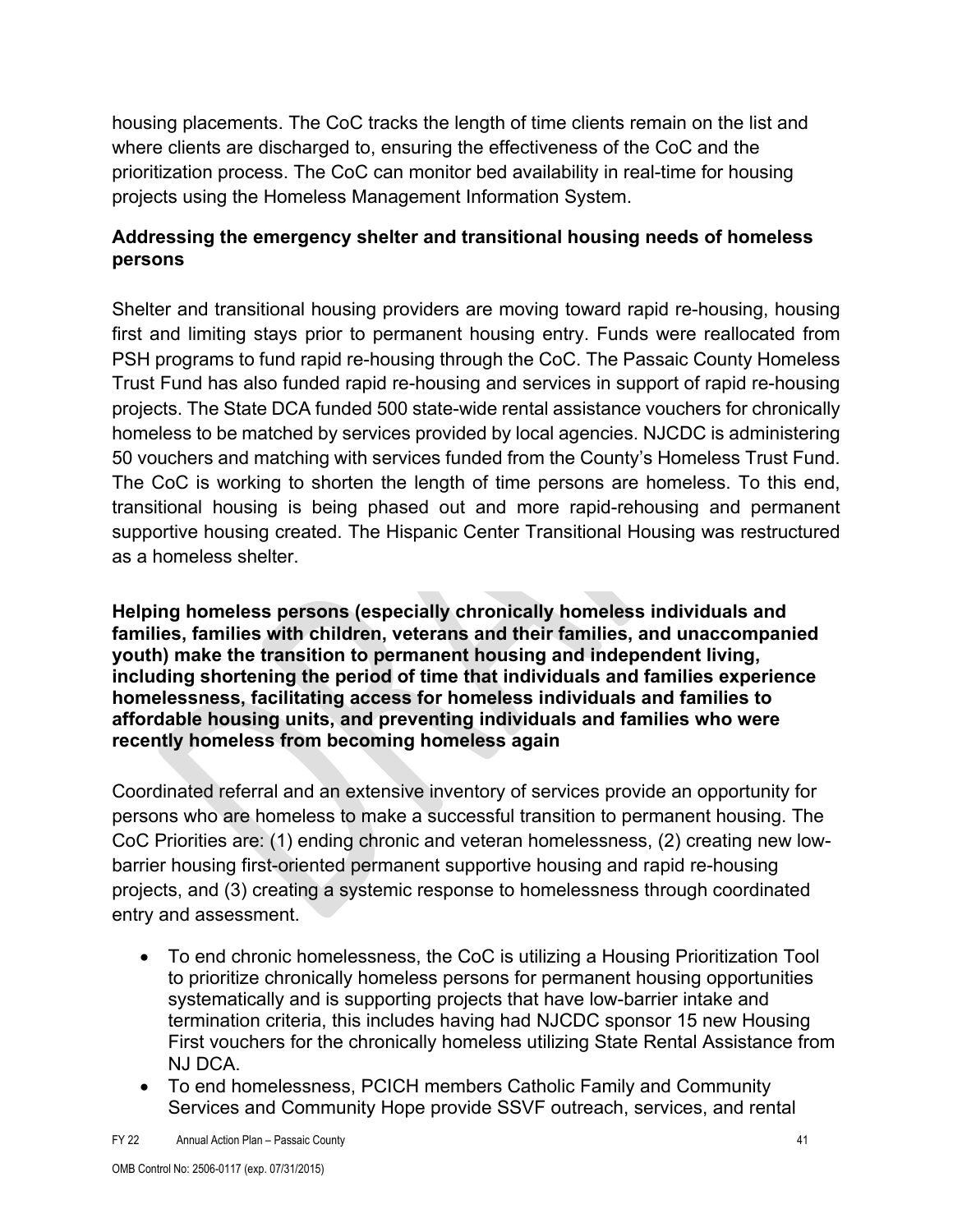housing placements. The CoC tracks the length of time clients remain on the list and where clients are discharged to, ensuring the effectiveness of the CoC and the prioritization process. The CoC can monitor bed availability in real-time for housing projects using the Homeless Management Information System.

**Addressing the emergency shelter and transitional housing needs of homeless persons**

Shelter and transitional housing providers are moving toward rapid re-housing, housing first and limiting stays prior to permanent housing entry. Funds were reallocated from PSH programs to fund rapid re-housing through the CoC. The Passaic County Homeless Trust Fund has also funded rapid re-housing and services in support of rapid re-housing projects. The State DCA funded 500 state-wide rental assistance vouchers for chronically homeless to be matched by services provided by local agencies. NJCDC is administering 50 vouchers and matching with services funded from the County's Homeless Trust Fund. The CoC is working to shorten the length of time persons are homeless. To this end, transitional housing is being phased out and more rapid-rehousing and permanent supportive housing created. The Hispanic Center Transitional Housing was restructured as a homeless shelter.

**Helping homeless persons (especially chronically homeless individuals and families, families with children, veterans and their families, and unaccompanied youth) make the transition to permanent housing and independent living, including shortening the period of time that individuals and families experience homelessness, facilitating access for homeless individuals and families to affordable housing units, and preventing individuals and families who were recently homeless from becoming homeless again**

Coordinated referral and an extensive inventory of services provide an opportunity for persons who are homeless to make a successful transition to permanent housing. The CoC Priorities are: (1) ending chronic and veteran homelessness, (2) creating new low-barrier housing first-oriented permanent supportive housing and rapid re-housing projects, and (3) creating a systemic response to homelessness through coordinated entry and assessment.

- To end chronic homelessness, the CoC is utilizing a Housing Prioritization Tool to prioritize chronically homeless persons for permanent housing opportunities systematically and is supporting projects that have low-barrier intake and termination criteria, this includes having had NJCDC sponsor 15 new Housing First vouchers for the chronically homeless utilizing State Rental Assistance from NJ DCA.
- To end homelessness, PCICH members Catholic Family and Community Services and Community Hope provide SSVF outreach, services, and rental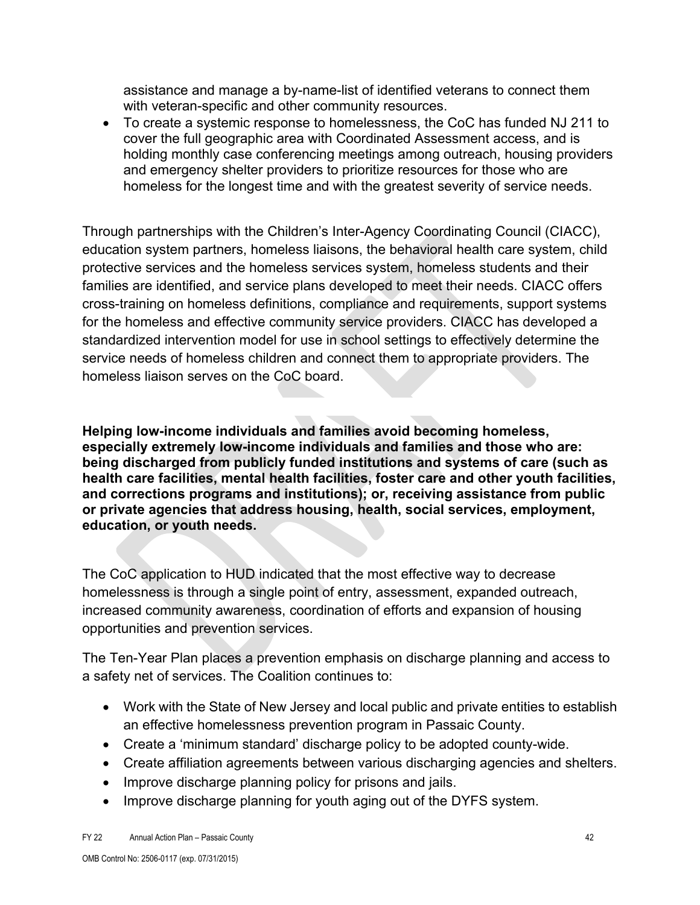assistance and manage a by-name-list of identified veterans to connect them with veteran-specific and other community resources.

- To create a systemic response to homelessness, the CoC has funded NJ 211 to cover the full geographic area with Coordinated Assessment access, and is holding monthly case conferencing meetings among outreach, housing providers and emergency shelter providers to prioritize resources for those who are homeless for the longest time and with the greatest severity of service needs.

Through partnerships with the Children's Inter-Agency Coordinating Council (CIACC), education system partners, homeless liaisons, the behavioral health care system, child protective services and the homeless services system, homeless students and their families are identified, and service plans developed to meet their needs. CIACC offers cross-training on homeless definitions, compliance and requirements, support systems for the homeless and effective community service providers. CIACC has developed a standardized intervention model for use in school settings to effectively determine the service needs of homeless children and connect them to appropriate providers. The homeless liaison serves on the CoC board.

**Helping low-income individuals and families avoid becoming homeless, especially extremely low-income individuals and families and those who are: being discharged from publicly funded institutions and systems of care (such as health care facilities, mental health facilities, foster care and other youth facilities, and corrections programs and institutions); or, receiving assistance from public or private agencies that address housing, health, social services, employment, education, or youth needs.**

The CoC application to HUD indicated that the most effective way to decrease homelessness is through a single point of entry, assessment, expanded outreach, increased community awareness, coordination of efforts and expansion of housing opportunities and prevention services.

The Ten-Year Plan places a prevention emphasis on discharge planning and access to a safety net of services. The Coalition continues to:

- Work with the State of New Jersey and local public and private entities to establish an effective homelessness prevention program in Passaic County.
- Create a 'minimum standard' discharge policy to be adopted county-wide.
- Create affiliation agreements between various discharging agencies and shelters.
- Improve discharge planning policy for prisons and jails.
- Improve discharge planning for youth aging out of the DYFS system.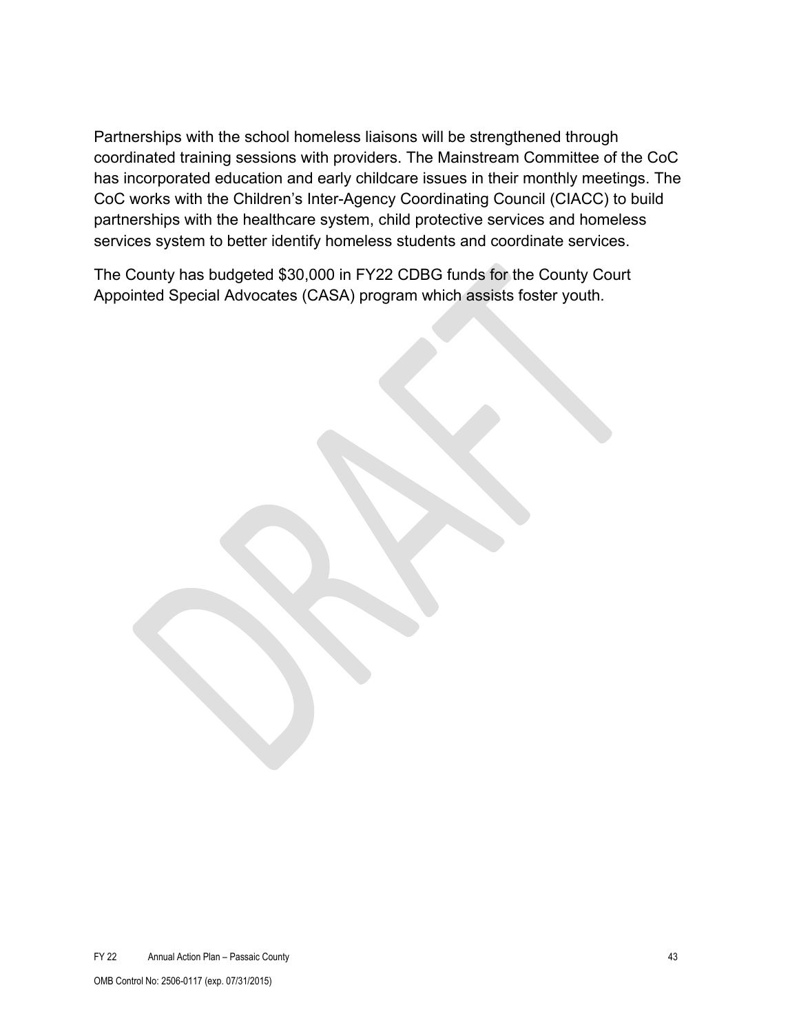Partnerships with the school homeless liaisons will be strengthened through coordinated training sessions with providers. The Mainstream Committee of the CoC has incorporated education and early childcare issues in their monthly meetings. The CoC works with the Children's Inter-Agency Coordinating Council (CIACC) to build partnerships with the healthcare system, child protective services and homeless services system to better identify homeless students and coordinate services.

The County has budgeted $30,000 in FY22 CDBG funds for the County Court Appointed Special Advocates (CASA) program which assists foster youth.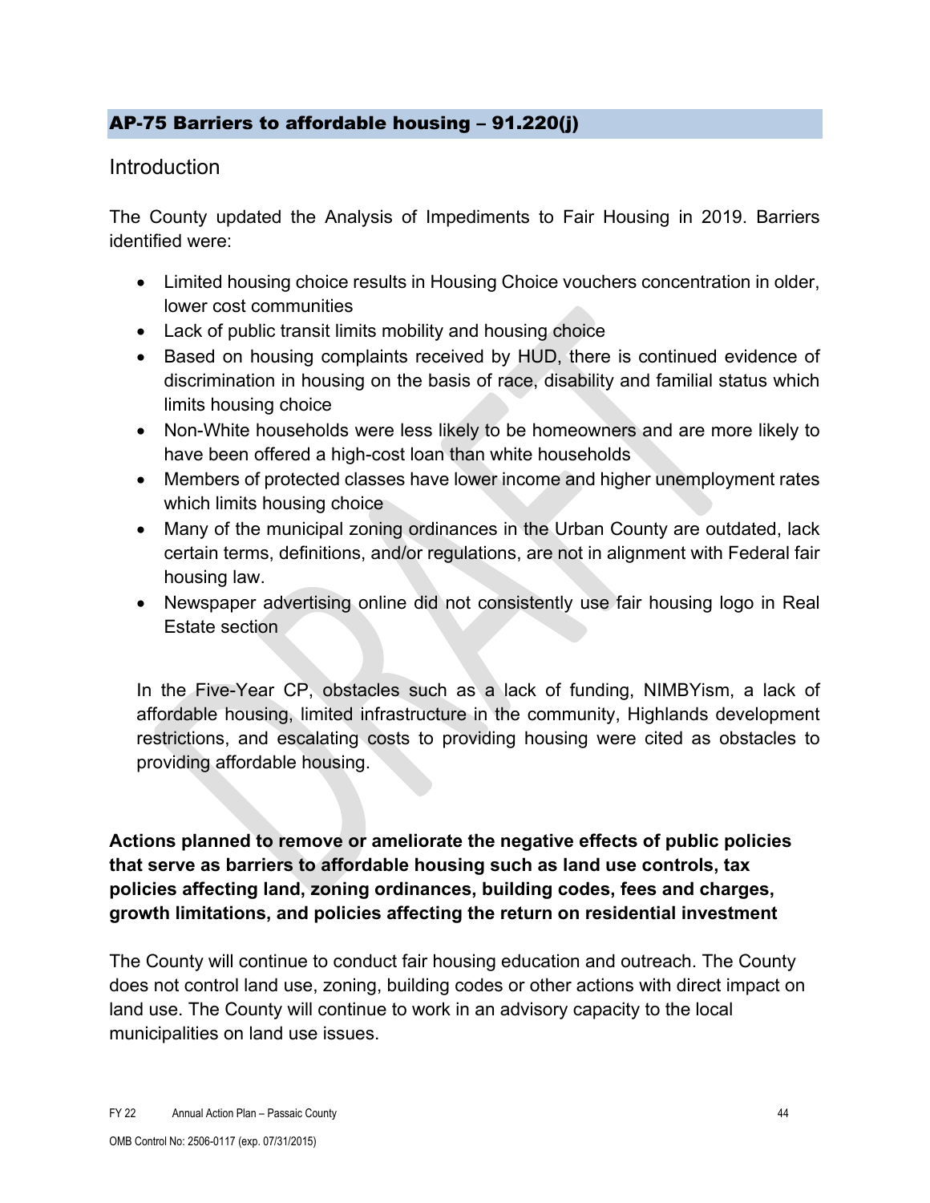## AP-75 Barriers to affordable housing – 91.220(j)

### Introduction

The County updated the Analysis of Impediments to Fair Housing in 2019. Barriers identified were:

- Limited housing choice results in Housing Choice vouchers concentration in older, lower cost communities
- Lack of public transit limits mobility and housing choice
- Based on housing complaints received by HUD, there is continued evidence of discrimination in housing on the basis of race, disability and familial status which limits housing choice
- Non-White households were less likely to be homeowners and are more likely to have been offered a high-cost loan than white households
- Members of protected classes have lower income and higher unemployment rates which limits housing choice
- Many of the municipal zoning ordinances in the Urban County are outdated, lack certain terms, definitions, and/or regulations, are not in alignment with Federal fair housing law.
- Newspaper advertising online did not consistently use fair housing logo in Real Estate section

In the Five-Year CP, obstacles such as a lack of funding, NIMBYism, a lack of affordable housing, limited infrastructure in the community, Highlands development restrictions, and escalating costs to providing housing were cited as obstacles to providing affordable housing.

**Actions planned to remove or ameliorate the negative effects of public policies that serve as barriers to affordable housing such as land use controls, tax policies affecting land, zoning ordinances, building codes, fees and charges, growth limitations, and policies affecting the return on residential investment**

The County will continue to conduct fair housing education and outreach. The County does not control land use, zoning, building codes or other actions with direct impact on land use. The County will continue to work in an advisory capacity to the local municipalities on land use issues.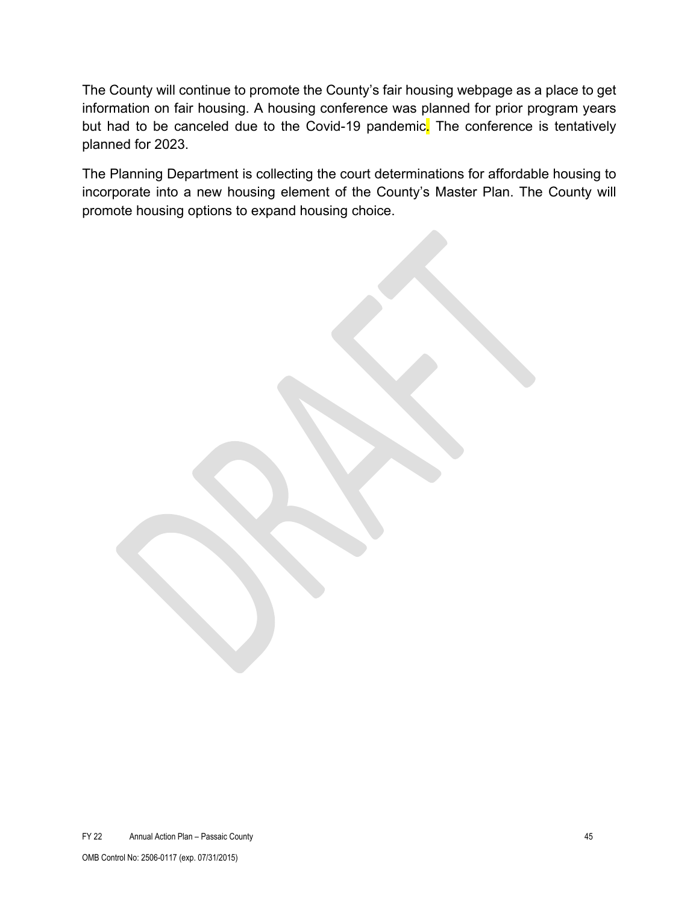The County will continue to promote the County's fair housing webpage as a place to get information on fair housing. A housing conference was planned for prior program years but had to be canceled due to the Covid-19 pandemic. The conference is tentatively planned for 2023.

The Planning Department is collecting the court determinations for affordable housing to incorporate into a new housing element of the County's Master Plan. The County will promote housing options to expand housing choice.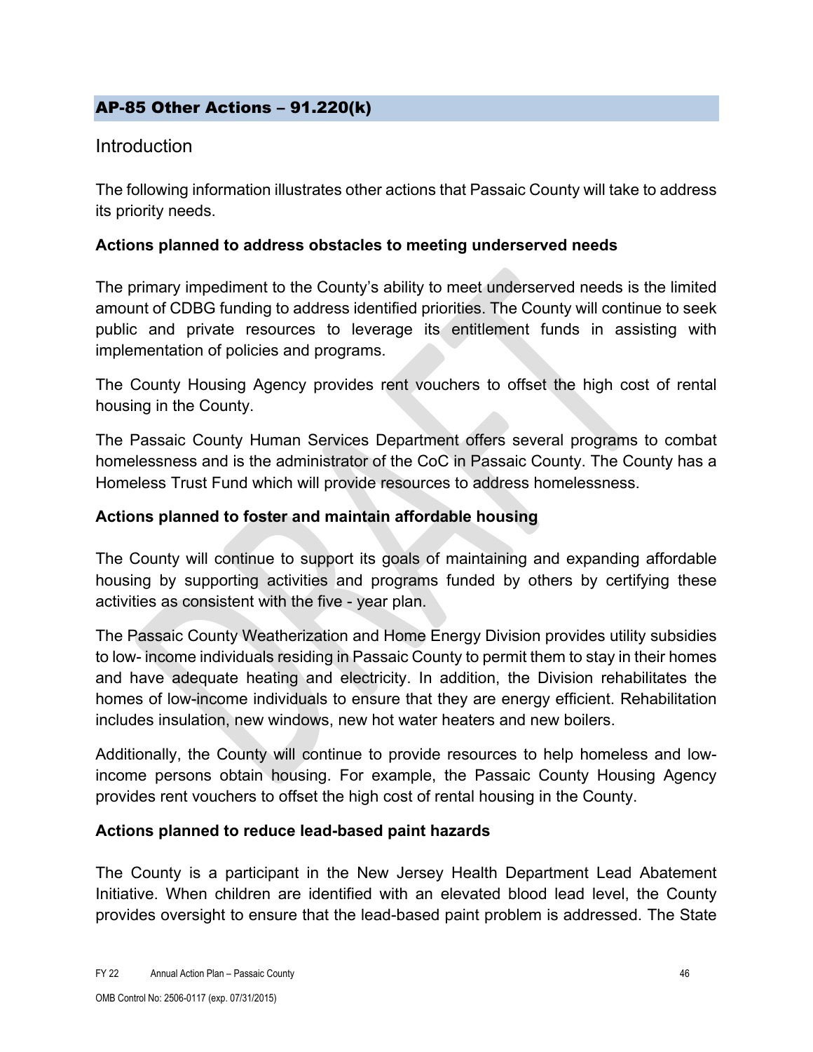## AP-85 Other Actions – 91.220(k)

### Introduction

The following information illustrates other actions that Passaic County will take to address its priority needs.

**Actions planned to address obstacles to meeting underserved needs**

The primary impediment to the County's ability to meet underserved needs is the limited amount of CDBG funding to address identified priorities. The County will continue to seek public and private resources to leverage its entitlement funds in assisting with implementation of policies and programs.

The County Housing Agency provides rent vouchers to offset the high cost of rental housing in the County.

The Passaic County Human Services Department offers several programs to combat homelessness and is the administrator of the CoC in Passaic County. The County has a Homeless Trust Fund which will provide resources to address homelessness.

**Actions planned to foster and maintain affordable housing**

The County will continue to support its goals of maintaining and expanding affordable housing by supporting activities and programs funded by others by certifying these activities as consistent with the five - year plan.

The Passaic County Weatherization and Home Energy Division provides utility subsidies to low- income individuals residing in Passaic County to permit them to stay in their homes and have adequate heating and electricity. In addition, the Division rehabilitates the homes of low-income individuals to ensure that they are energy efficient. Rehabilitation includes insulation, new windows, new hot water heaters and new boilers.

Additionally, the County will continue to provide resources to help homeless and low-income persons obtain housing. For example, the Passaic County Housing Agency provides rent vouchers to offset the high cost of rental housing in the County.

**Actions planned to reduce lead-based paint hazards**

The County is a participant in the New Jersey Health Department Lead Abatement Initiative. When children are identified with an elevated blood lead level, the County provides oversight to ensure that the lead-based paint problem is addressed. The State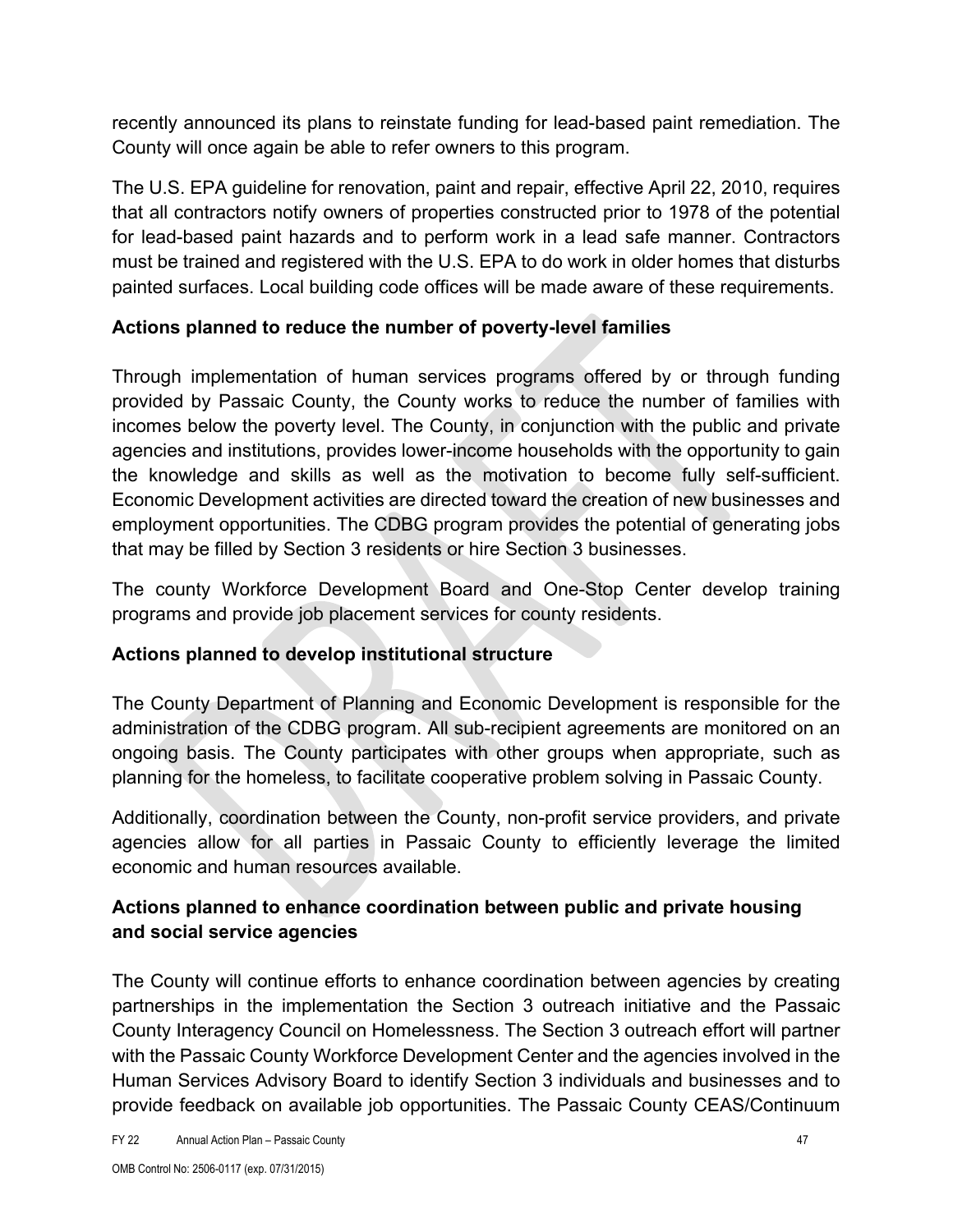recently announced its plans to reinstate funding for lead-based paint remediation. The County will once again be able to refer owners to this program.

The U.S. EPA guideline for renovation, paint and repair, effective April 22, 2010, requires that all contractors notify owners of properties constructed prior to 1978 of the potential for lead-based paint hazards and to perform work in a lead safe manner. Contractors must be trained and registered with the U.S. EPA to do work in older homes that disturbs painted surfaces. Local building code offices will be made aware of these requirements.

## Actions planned to reduce the number of poverty-level families

Through implementation of human services programs offered by or through funding provided by Passaic County, the County works to reduce the number of families with incomes below the poverty level. The County, in conjunction with the public and private agencies and institutions, provides lower-income households with the opportunity to gain the knowledge and skills as well as the motivation to become fully self-sufficient. Economic Development activities are directed toward the creation of new businesses and employment opportunities. The CDBG program provides the potential of generating jobs that may be filled by Section 3 residents or hire Section 3 businesses.

The county Workforce Development Board and One-Stop Center develop training programs and provide job placement services for county residents.

## Actions planned to develop institutional structure

The County Department of Planning and Economic Development is responsible for the administration of the CDBG program. All sub-recipient agreements are monitored on an ongoing basis. The County participates with other groups when appropriate, such as planning for the homeless, to facilitate cooperative problem solving in Passaic County.

Additionally, coordination between the County, non-profit service providers, and private agencies allow for all parties in Passaic County to efficiently leverage the limited economic and human resources available.

## Actions planned to enhance coordination between public and private housing and social service agencies

The County will continue efforts to enhance coordination between agencies by creating partnerships in the implementation the Section 3 outreach initiative and the Passaic County Interagency Council on Homelessness. The Section 3 outreach effort will partner with the Passaic County Workforce Development Center and the agencies involved in the Human Services Advisory Board to identify Section 3 individuals and businesses and to provide feedback on available job opportunities. The Passaic County CEAS/Continuum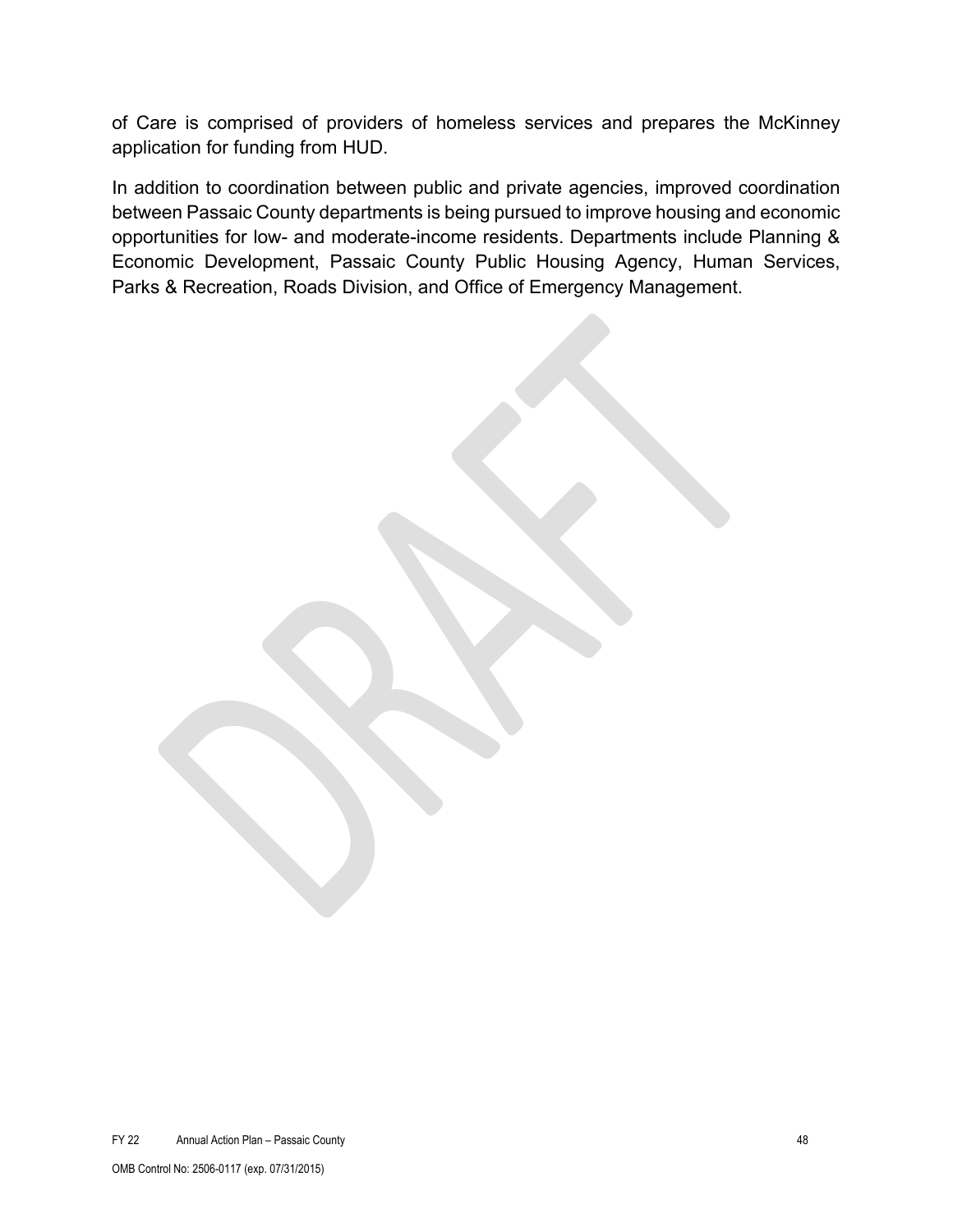of Care is comprised of providers of homeless services and prepares the McKinney application for funding from HUD.

In addition to coordination between public and private agencies, improved coordination between Passaic County departments is being pursued to improve housing and economic opportunities for low- and moderate-income residents. Departments include Planning & Economic Development, Passaic County Public Housing Agency, Human Services, Parks & Recreation, Roads Division, and Office of Emergency Management.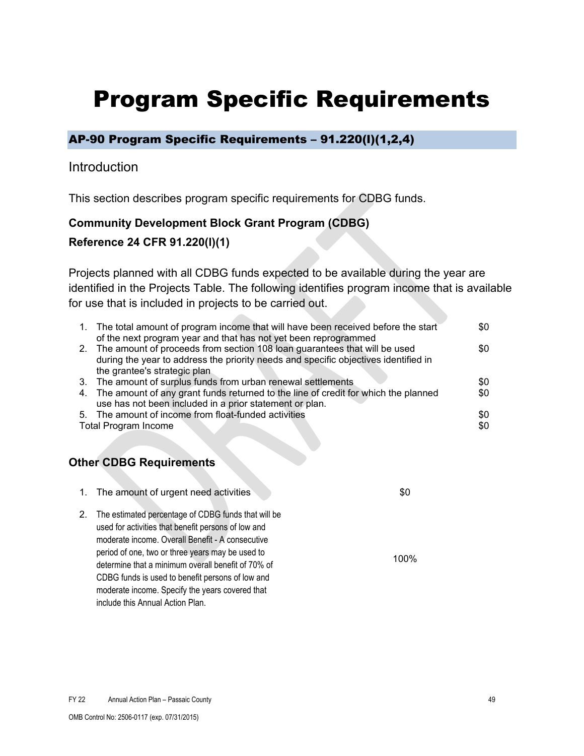# Program Specific Requirements

## AP-90 Program Specific Requirements – 91.220(l)(1,2,4)

### Introduction

This section describes program specific requirements for CDBG funds.

**Community Development Block Grant Program (CDBG)**
**Reference 24 CFR 91.220(l)(1)**

Projects planned with all CDBG funds expected to be available during the year are identified in the Projects Table. The following identifies program income that is available for use that is included in projects to be carried out.

| | |
|---|---|
| 1. The total amount of program income that will have been received before the start of the next program year and that has not yet been reprogrammed | $0 |
| 2. The amount of proceeds from section 108 loan guarantees that will be used during the year to address the priority needs and specific objectives identified in the grantee's strategic plan | $0 |
| 3. The amount of surplus funds from urban renewal settlements | $0 |
| 4. The amount of any grant funds returned to the line of credit for which the planned use has not been included in a prior statement or plan. | $0 |
| 5. The amount of income from float-funded activities | $0 |
| Total Program Income | $0 |

**Other CDBG Requirements**

| | |
|---|---|
| 1. The amount of urgent need activities | $0 |
| 2. The estimated percentage of CDBG funds that will be used for activities that benefit persons of low and moderate income. Overall Benefit - A consecutive period of one, two or three years may be used to determine that a minimum overall benefit of 70% of CDBG funds is used to benefit persons of low and moderate income. Specify the years covered that include this Annual Action Plan. | 100% |